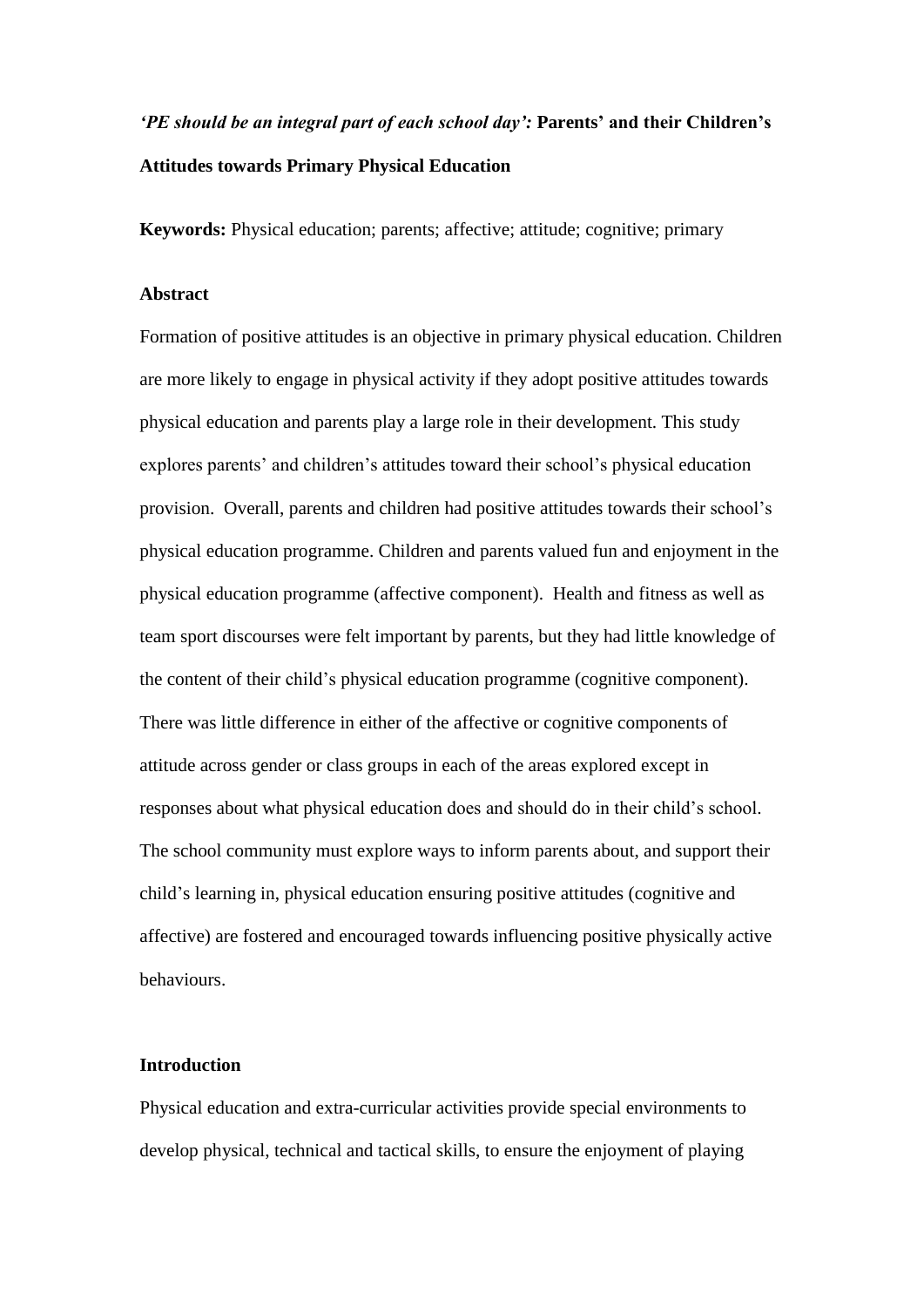# *'PE should be an integral part of each school day':* Parents' and their Children's Attitudes towards Primary Physical Education

**Keywords:** Physical education; parents; affective; attitude; cognitive; primary

## Abstract

Formation of positive attitudes is an objective in primary physical education. Children are more likely to engage in physical activity if they adopt positive attitudes towards physical education and parents play a large role in their development. This study explores parents' and children's attitudes toward their school's physical education provision. Overall, parents and children had positive attitudes towards their school's physical education programme. Children and parents valued fun and enjoyment in the physical education programme (affective component). Health and fitness as well as team sport discourses were felt important by parents, but they had little knowledge of the content of their child's physical education programme (cognitive component). There was little difference in either of the affective or cognitive components of attitude across gender or class groups in each of the areas explored except in responses about what physical education does and should do in their child's school. The school community must explore ways to inform parents about, and support their child's learning in, physical education ensuring positive attitudes (cognitive and affective) are fostered and encouraged towards influencing positive physically active behaviours.

## Introduction

Physical education and extra-curricular activities provide special environments to develop physical, technical and tactical skills, to ensure the enjoyment of playing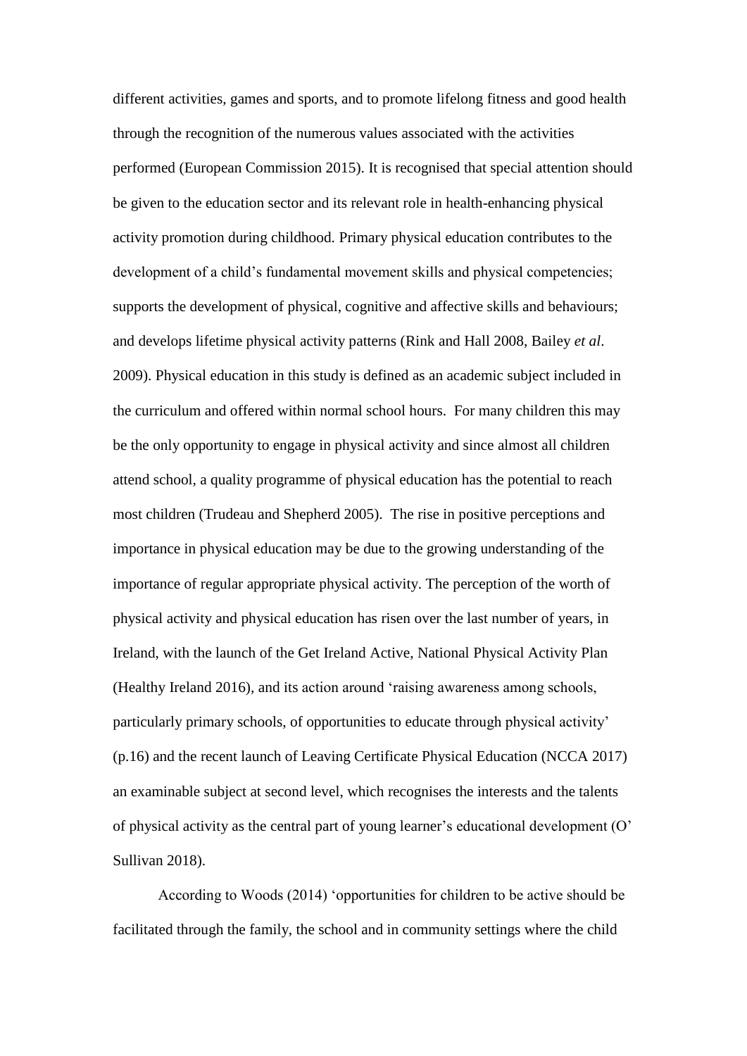different activities, games and sports, and to promote lifelong fitness and good health through the recognition of the numerous values associated with the activities performed (European Commission 2015). It is recognised that special attention should be given to the education sector and its relevant role in health-enhancing physical activity promotion during childhood. Primary physical education contributes to the development of a child's fundamental movement skills and physical competencies; supports the development of physical, cognitive and affective skills and behaviours; and develops lifetime physical activity patterns (Rink and Hall 2008, Bailey *et al*. 2009). Physical education in this study is defined as an academic subject included in the curriculum and offered within normal school hours. For many children this may be the only opportunity to engage in physical activity and since almost all children attend school, a quality programme of physical education has the potential to reach most children (Trudeau and Shepherd 2005). The rise in positive perceptions and importance in physical education may be due to the growing understanding of the importance of regular appropriate physical activity. The perception of the worth of physical activity and physical education has risen over the last number of years, in Ireland, with the launch of the Get Ireland Active, National Physical Activity Plan (Healthy Ireland 2016), and its action around 'raising awareness among schools, particularly primary schools, of opportunities to educate through physical activity' (p.16) and the recent launch of Leaving Certificate Physical Education (NCCA 2017) an examinable subject at second level, which recognises the interests and the talents of physical activity as the central part of young learner's educational development (O' Sullivan 2018).

According to Woods (2014) 'opportunities for children to be active should be facilitated through the family, the school and in community settings where the child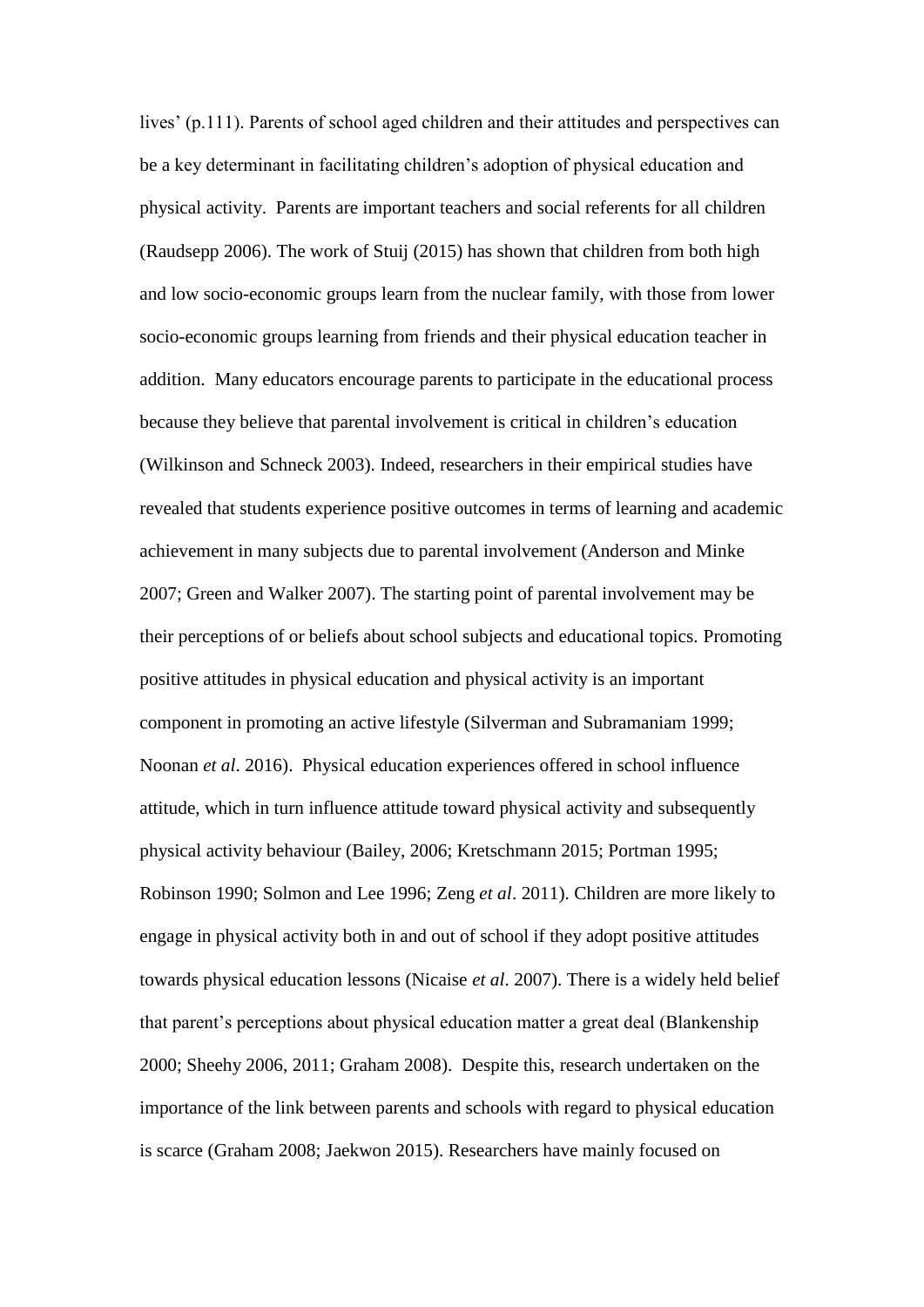lives' (p.111). Parents of school aged children and their attitudes and perspectives can be a key determinant in facilitating children's adoption of physical education and physical activity. Parents are important teachers and social referents for all children (Raudsepp 2006). The work of Stuij (2015) has shown that children from both high and low socio-economic groups learn from the nuclear family, with those from lower socio-economic groups learning from friends and their physical education teacher in addition. Many educators encourage parents to participate in the educational process because they believe that parental involvement is critical in children's education (Wilkinson and Schneck 2003). Indeed, researchers in their empirical studies have revealed that students experience positive outcomes in terms of learning and academic achievement in many subjects due to parental involvement (Anderson and Minke 2007; Green and Walker 2007). The starting point of parental involvement may be their perceptions of or beliefs about school subjects and educational topics. Promoting positive attitudes in physical education and physical activity is an important component in promoting an active lifestyle (Silverman and Subramaniam 1999; Noonan *et al*. 2016). Physical education experiences offered in school influence attitude, which in turn influence attitude toward physical activity and subsequently physical activity behaviour (Bailey, 2006; Kretschmann 2015; Portman 1995; Robinson 1990; Solmon and Lee 1996; Zeng *et al*. 2011). Children are more likely to engage in physical activity both in and out of school if they adopt positive attitudes towards physical education lessons (Nicaise *et al*. 2007). There is a widely held belief that parent's perceptions about physical education matter a great deal (Blankenship 2000; Sheehy 2006, 2011; Graham 2008). Despite this, research undertaken on the importance of the link between parents and schools with regard to physical education is scarce (Graham 2008; Jaekwon 2015). Researchers have mainly focused on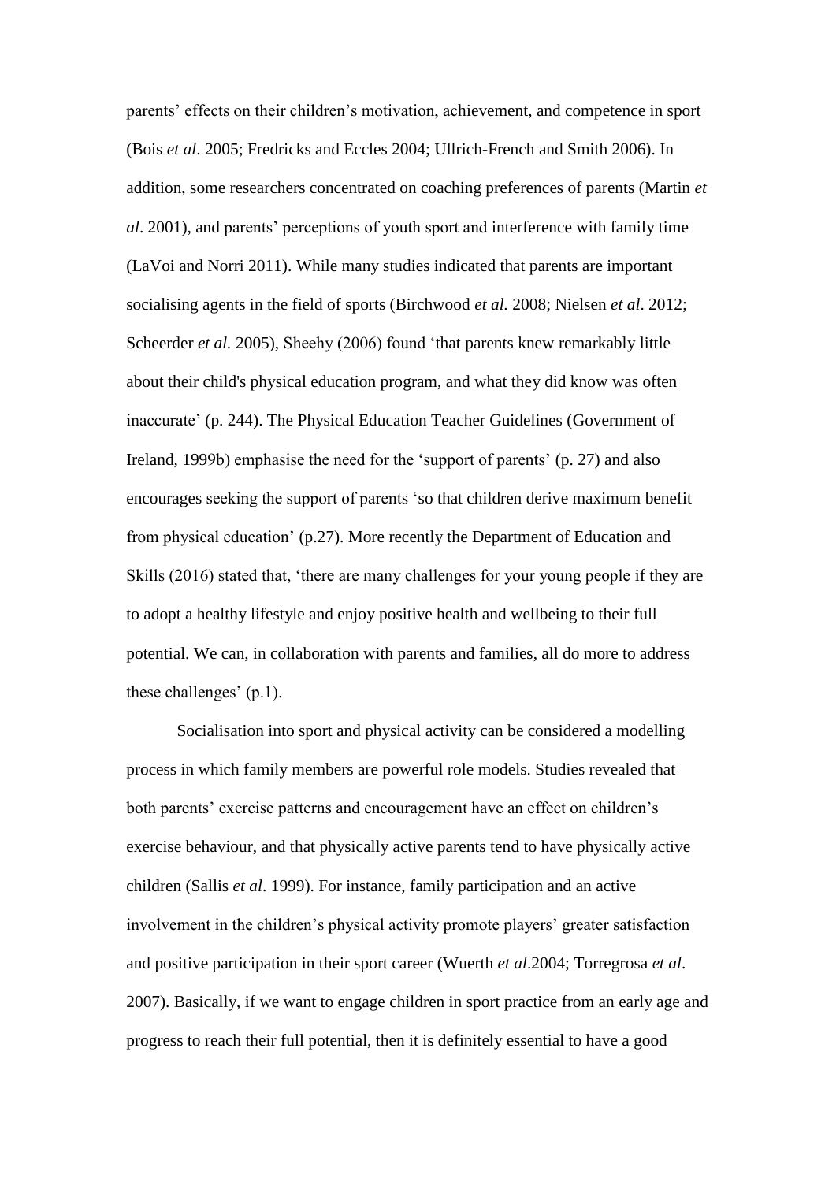parents' effects on their children's motivation, achievement, and competence in sport (Bois *et al*. 2005; Fredricks and Eccles 2004; Ullrich-French and Smith 2006). In addition, some researchers concentrated on coaching preferences of parents (Martin *et al*. 2001), and parents' perceptions of youth sport and interference with family time (LaVoi and Norri 2011). While many studies indicated that parents are important socialising agents in the field of sports (Birchwood *et al.* 2008; Nielsen *et al*. 2012; Scheerder *et al.* 2005), Sheehy (2006) found 'that parents knew remarkably little about their child's physical education program, and what they did know was often inaccurate' (p. 244). The Physical Education Teacher Guidelines (Government of Ireland, 1999b) emphasise the need for the 'support of parents' (p. 27) and also encourages seeking the support of parents 'so that children derive maximum benefit from physical education' (p.27). More recently the Department of Education and Skills (2016) stated that, 'there are many challenges for your young people if they are to adopt a healthy lifestyle and enjoy positive health and wellbeing to their full potential. We can, in collaboration with parents and families, all do more to address these challenges' (p.1).

Socialisation into sport and physical activity can be considered a modelling process in which family members are powerful role models. Studies revealed that both parents' exercise patterns and encouragement have an effect on children's exercise behaviour, and that physically active parents tend to have physically active children (Sallis *et al*. 1999). For instance, family participation and an active involvement in the children's physical activity promote players' greater satisfaction and positive participation in their sport career (Wuerth *et al*.2004; Torregrosa *et al*. 2007). Basically, if we want to engage children in sport practice from an early age and progress to reach their full potential, then it is definitely essential to have a good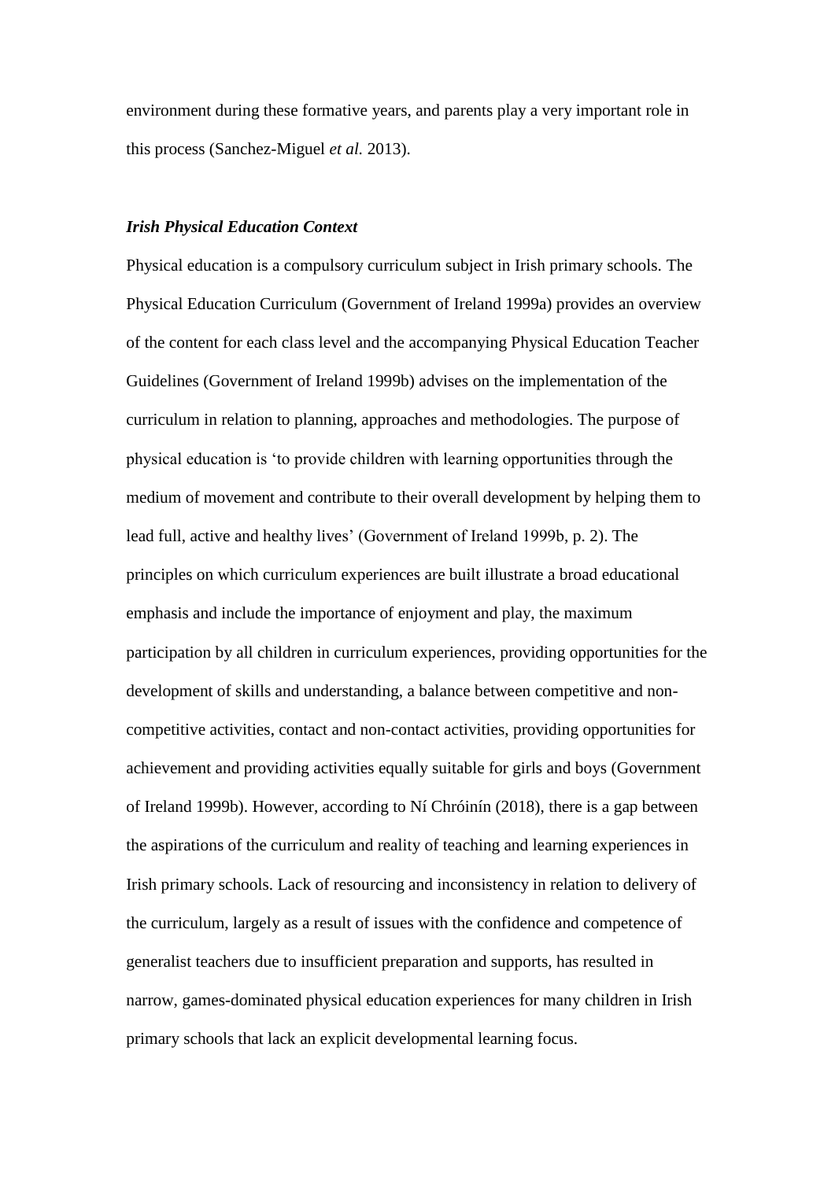environment during these formative years, and parents play a very important role in this process (Sanchez-Miguel *et al.* 2013).

### *Irish Physical Education Context*

Physical education is a compulsory curriculum subject in Irish primary schools. The Physical Education Curriculum (Government of Ireland 1999a) provides an overview of the content for each class level and the accompanying Physical Education Teacher Guidelines (Government of Ireland 1999b) advises on the implementation of the curriculum in relation to planning, approaches and methodologies. The purpose of physical education is 'to provide children with learning opportunities through the medium of movement and contribute to their overall development by helping them to lead full, active and healthy lives' (Government of Ireland 1999b, p. 2). The principles on which curriculum experiences are built illustrate a broad educational emphasis and include the importance of enjoyment and play, the maximum participation by all children in curriculum experiences, providing opportunities for the development of skills and understanding, a balance between competitive and non-competitive activities, contact and non-contact activities, providing opportunities for achievement and providing activities equally suitable for girls and boys (Government of Ireland 1999b). However, according to Ní Chróinín (2018), there is a gap between the aspirations of the curriculum and reality of teaching and learning experiences in Irish primary schools. Lack of resourcing and inconsistency in relation to delivery of the curriculum, largely as a result of issues with the confidence and competence of generalist teachers due to insufficient preparation and supports, has resulted in narrow, games-dominated physical education experiences for many children in Irish primary schools that lack an explicit developmental learning focus.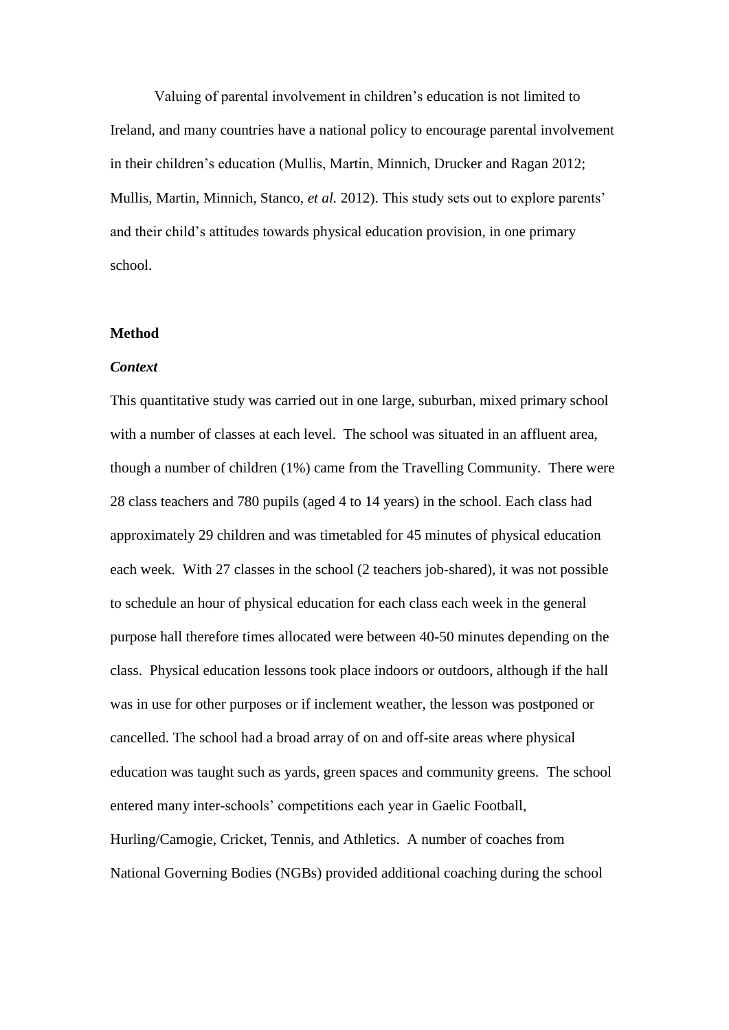Valuing of parental involvement in children's education is not limited to Ireland, and many countries have a national policy to encourage parental involvement in their children's education (Mullis, Martin, Minnich, Drucker and Ragan 2012; Mullis, Martin, Minnich, Stanco, *et al.* 2012). This study sets out to explore parents' and their child's attitudes towards physical education provision, in one primary school.

## Method

### *Context*

This quantitative study was carried out in one large, suburban, mixed primary school with a number of classes at each level. The school was situated in an affluent area, though a number of children (1%) came from the Travelling Community. There were 28 class teachers and 780 pupils (aged 4 to 14 years) in the school. Each class had approximately 29 children and was timetabled for 45 minutes of physical education each week. With 27 classes in the school (2 teachers job-shared), it was not possible to schedule an hour of physical education for each class each week in the general purpose hall therefore times allocated were between 40-50 minutes depending on the class. Physical education lessons took place indoors or outdoors, although if the hall was in use for other purposes or if inclement weather, the lesson was postponed or cancelled. The school had a broad array of on and off-site areas where physical education was taught such as yards, green spaces and community greens. The school entered many inter-schools' competitions each year in Gaelic Football, Hurling/Camogie, Cricket, Tennis, and Athletics. A number of coaches from National Governing Bodies (NGBs) provided additional coaching during the school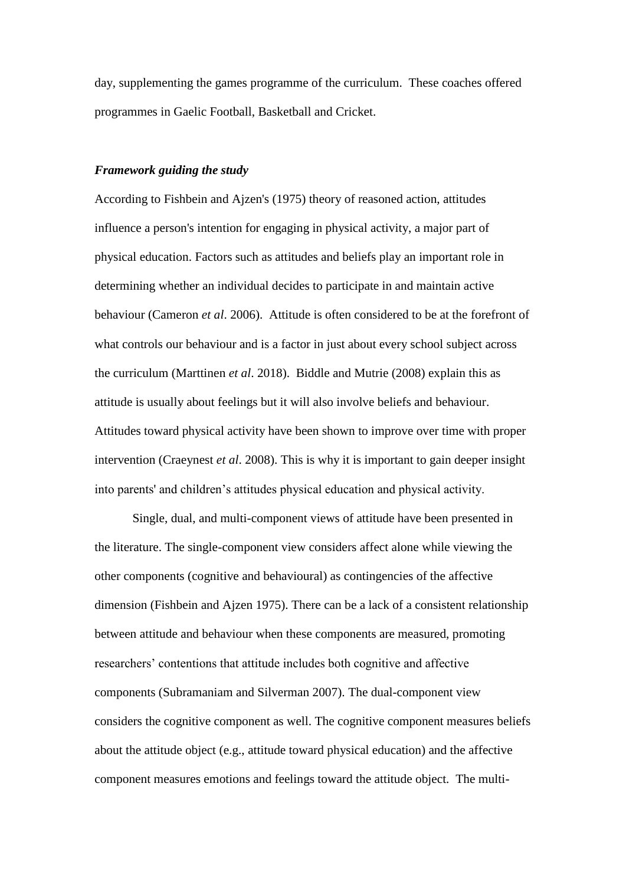day, supplementing the games programme of the curriculum. These coaches offered programmes in Gaelic Football, Basketball and Cricket.

***Framework guiding the study***

According to Fishbein and Ajzen's (1975) theory of reasoned action, attitudes influence a person's intention for engaging in physical activity, a major part of physical education. Factors such as attitudes and beliefs play an important role in determining whether an individual decides to participate in and maintain active behaviour (Cameron *et al*. 2006). Attitude is often considered to be at the forefront of what controls our behaviour and is a factor in just about every school subject across the curriculum (Marttinen *et al*. 2018). Biddle and Mutrie (2008) explain this as attitude is usually about feelings but it will also involve beliefs and behaviour. Attitudes toward physical activity have been shown to improve over time with proper intervention (Craeynest *et al*. 2008). This is why it is important to gain deeper insight into parents' and children's attitudes physical education and physical activity.

Single, dual, and multi-component views of attitude have been presented in the literature. The single-component view considers affect alone while viewing the other components (cognitive and behavioural) as contingencies of the affective dimension (Fishbein and Ajzen 1975). There can be a lack of a consistent relationship between attitude and behaviour when these components are measured, promoting researchers' contentions that attitude includes both cognitive and affective components (Subramaniam and Silverman 2007). The dual-component view considers the cognitive component as well. The cognitive component measures beliefs about the attitude object (e.g., attitude toward physical education) and the affective component measures emotions and feelings toward the attitude object. The multi-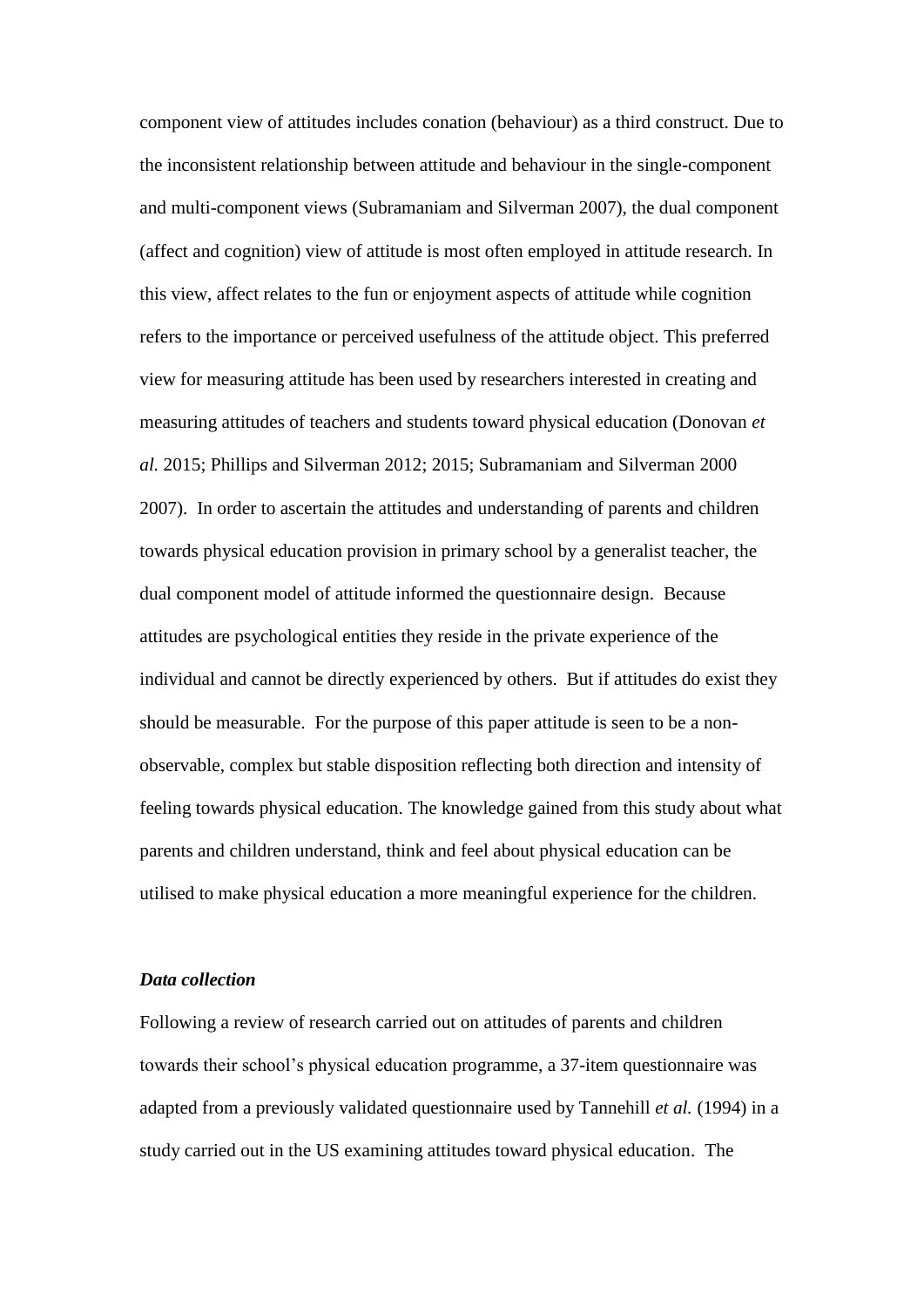component view of attitudes includes conation (behaviour) as a third construct. Due to the inconsistent relationship between attitude and behaviour in the single-component and multi-component views (Subramaniam and Silverman 2007), the dual component (affect and cognition) view of attitude is most often employed in attitude research. In this view, affect relates to the fun or enjoyment aspects of attitude while cognition refers to the importance or perceived usefulness of the attitude object. This preferred view for measuring attitude has been used by researchers interested in creating and measuring attitudes of teachers and students toward physical education (Donovan *et al.* 2015; Phillips and Silverman 2012; 2015; Subramaniam and Silverman 2000 2007). In order to ascertain the attitudes and understanding of parents and children towards physical education provision in primary school by a generalist teacher, the dual component model of attitude informed the questionnaire design. Because attitudes are psychological entities they reside in the private experience of the individual and cannot be directly experienced by others. But if attitudes do exist they should be measurable. For the purpose of this paper attitude is seen to be a non-observable, complex but stable disposition reflecting both direction and intensity of feeling towards physical education. The knowledge gained from this study about what parents and children understand, think and feel about physical education can be utilised to make physical education a more meaningful experience for the children.

### *Data collection*

Following a review of research carried out on attitudes of parents and children towards their school's physical education programme, a 37-item questionnaire was adapted from a previously validated questionnaire used by Tannehill *et al.* (1994) in a study carried out in the US examining attitudes toward physical education. The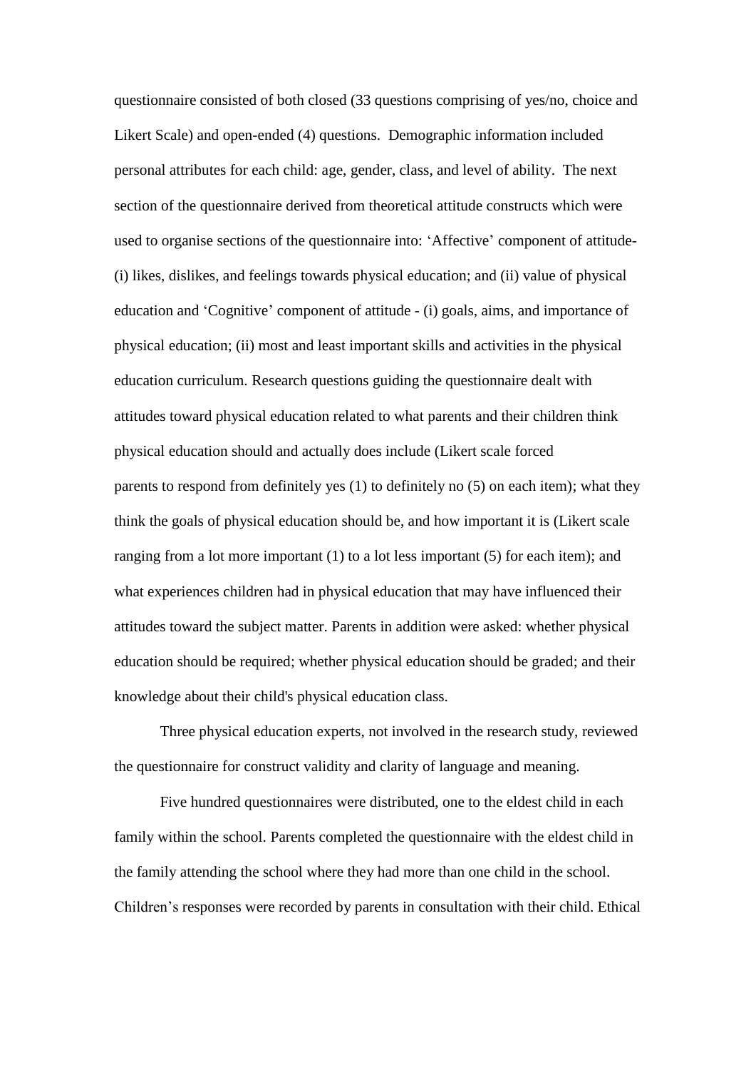questionnaire consisted of both closed (33 questions comprising of yes/no, choice and Likert Scale) and open-ended (4) questions. Demographic information included personal attributes for each child: age, gender, class, and level of ability. The next section of the questionnaire derived from theoretical attitude constructs which were used to organise sections of the questionnaire into: 'Affective' component of attitude- (i) likes, dislikes, and feelings towards physical education; and (ii) value of physical education and 'Cognitive' component of attitude - (i) goals, aims, and importance of physical education; (ii) most and least important skills and activities in the physical education curriculum. Research questions guiding the questionnaire dealt with attitudes toward physical education related to what parents and their children think physical education should and actually does include (Likert scale forced parents to respond from definitely yes (1) to definitely no (5) on each item); what they think the goals of physical education should be, and how important it is (Likert scale ranging from a lot more important (1) to a lot less important (5) for each item); and what experiences children had in physical education that may have influenced their attitudes toward the subject matter. Parents in addition were asked: whether physical education should be required; whether physical education should be graded; and their knowledge about their child's physical education class.

Three physical education experts, not involved in the research study, reviewed the questionnaire for construct validity and clarity of language and meaning.

Five hundred questionnaires were distributed, one to the eldest child in each family within the school. Parents completed the questionnaire with the eldest child in the family attending the school where they had more than one child in the school. Children's responses were recorded by parents in consultation with their child. Ethical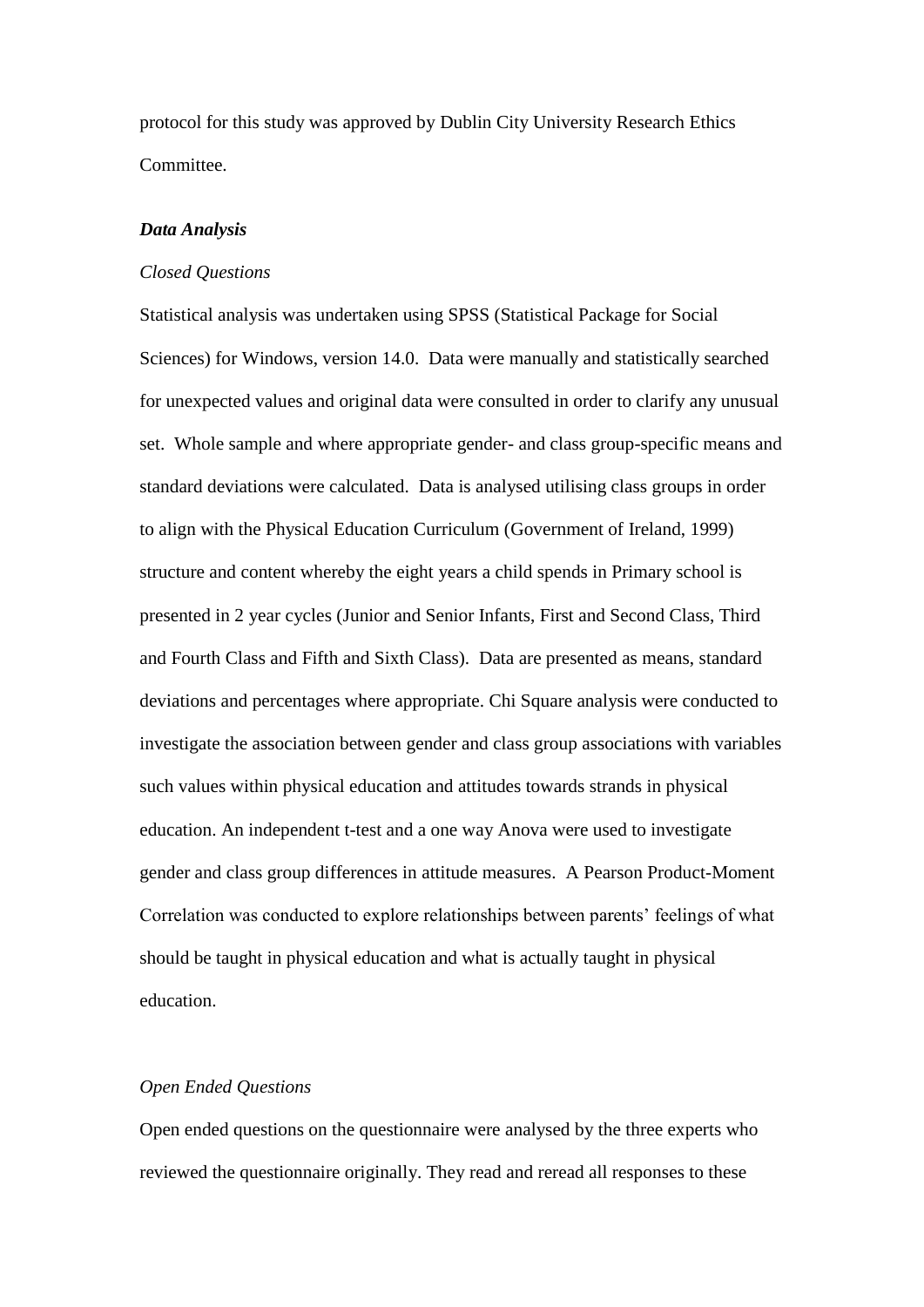protocol for this study was approved by Dublin City University Research Ethics Committee.

***Data Analysis***

*Closed Questions*

Statistical analysis was undertaken using SPSS (Statistical Package for Social Sciences) for Windows, version 14.0. Data were manually and statistically searched for unexpected values and original data were consulted in order to clarify any unusual set. Whole sample and where appropriate gender- and class group-specific means and standard deviations were calculated. Data is analysed utilising class groups in order to align with the Physical Education Curriculum (Government of Ireland, 1999) structure and content whereby the eight years a child spends in Primary school is presented in 2 year cycles (Junior and Senior Infants, First and Second Class, Third and Fourth Class and Fifth and Sixth Class). Data are presented as means, standard deviations and percentages where appropriate. Chi Square analysis were conducted to investigate the association between gender and class group associations with variables such values within physical education and attitudes towards strands in physical education. An independent t-test and a one way Anova were used to investigate gender and class group differences in attitude measures. A Pearson Product-Moment Correlation was conducted to explore relationships between parents' feelings of what should be taught in physical education and what is actually taught in physical education.

*Open Ended Questions*

Open ended questions on the questionnaire were analysed by the three experts who reviewed the questionnaire originally. They read and reread all responses to these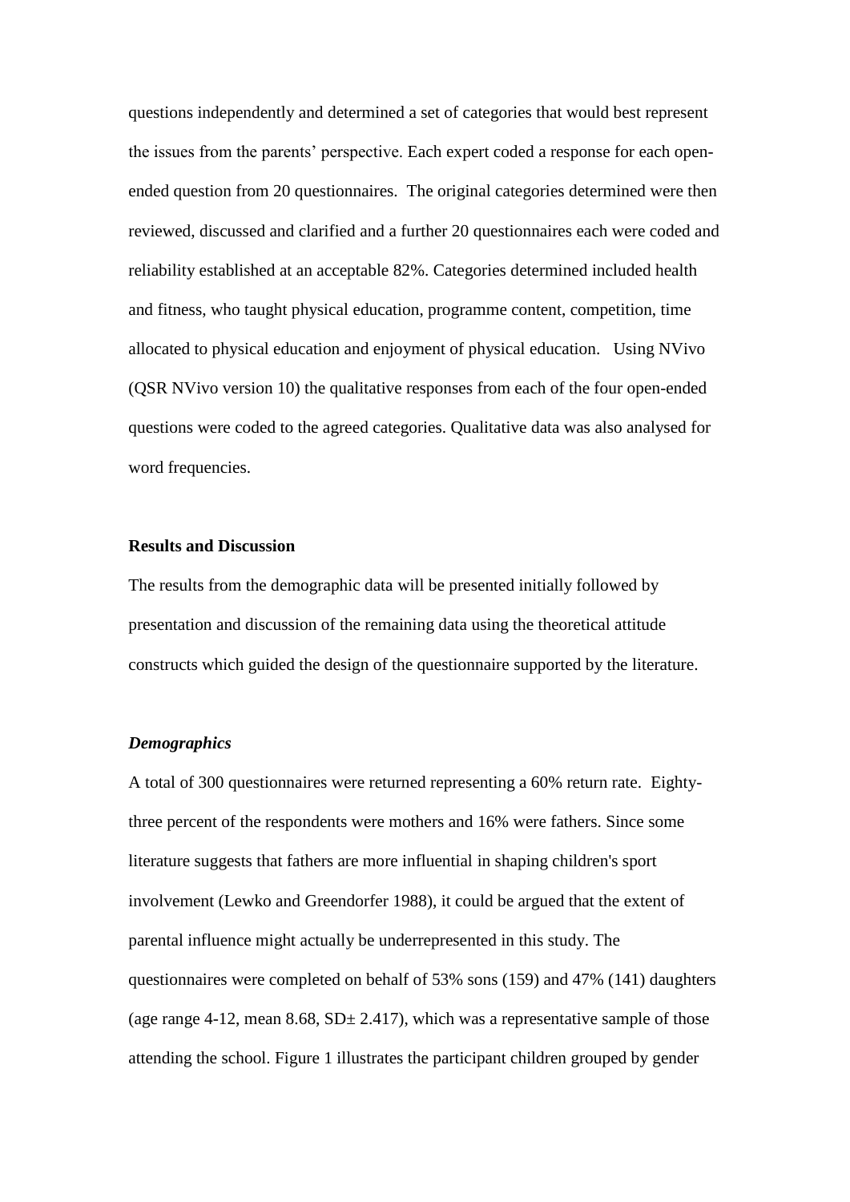questions independently and determined a set of categories that would best represent the issues from the parents' perspective. Each expert coded a response for each open-ended question from 20 questionnaires. The original categories determined were then reviewed, discussed and clarified and a further 20 questionnaires each were coded and reliability established at an acceptable 82%. Categories determined included health and fitness, who taught physical education, programme content, competition, time allocated to physical education and enjoyment of physical education. Using NVivo (QSR NVivo version 10) the qualitative responses from each of the four open-ended questions were coded to the agreed categories. Qualitative data was also analysed for word frequencies.

## Results and Discussion

The results from the demographic data will be presented initially followed by presentation and discussion of the remaining data using the theoretical attitude constructs which guided the design of the questionnaire supported by the literature.

### *Demographics*

A total of 300 questionnaires were returned representing a 60% return rate. Eighty-three percent of the respondents were mothers and 16% were fathers. Since some literature suggests that fathers are more influential in shaping children's sport involvement (Lewko and Greendorfer 1988), it could be argued that the extent of parental influence might actually be underrepresented in this study. The questionnaires were completed on behalf of 53% sons (159) and 47% (141) daughters (age range 4-12, mean 8.68, SD± 2.417), which was a representative sample of those attending the school. Figure 1 illustrates the participant children grouped by gender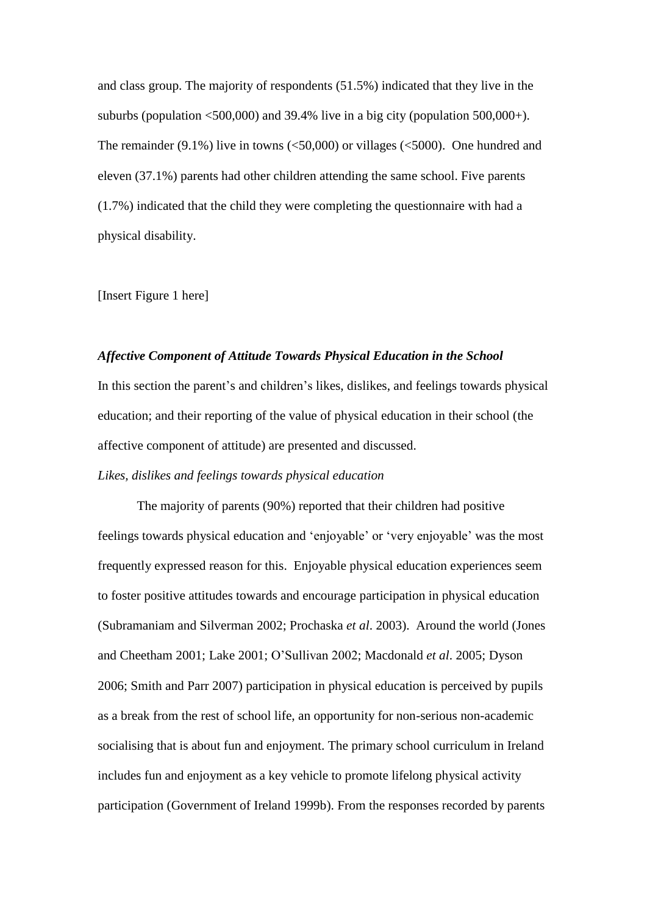and class group. The majority of respondents (51.5%) indicated that they live in the suburbs (population <500,000) and 39.4% live in a big city (population 500,000+). The remainder (9.1%) live in towns (<50,000) or villages (<5000). One hundred and eleven (37.1%) parents had other children attending the same school. Five parents (1.7%) indicated that the child they were completing the questionnaire with had a physical disability.

[Insert Figure 1 here]

### *Affective Component of Attitude Towards Physical Education in the School*

In this section the parent's and children's likes, dislikes, and feelings towards physical education; and their reporting of the value of physical education in their school (the affective component of attitude) are presented and discussed.

#### *Likes, dislikes and feelings towards physical education*

The majority of parents (90%) reported that their children had positive feelings towards physical education and 'enjoyable' or 'very enjoyable' was the most frequently expressed reason for this. Enjoyable physical education experiences seem to foster positive attitudes towards and encourage participation in physical education (Subramaniam and Silverman 2002; Prochaska *et al*. 2003). Around the world (Jones and Cheetham 2001; Lake 2001; O'Sullivan 2002; Macdonald *et al*. 2005; Dyson 2006; Smith and Parr 2007) participation in physical education is perceived by pupils as a break from the rest of school life, an opportunity for non-serious non-academic socialising that is about fun and enjoyment. The primary school curriculum in Ireland includes fun and enjoyment as a key vehicle to promote lifelong physical activity participation (Government of Ireland 1999b). From the responses recorded by parents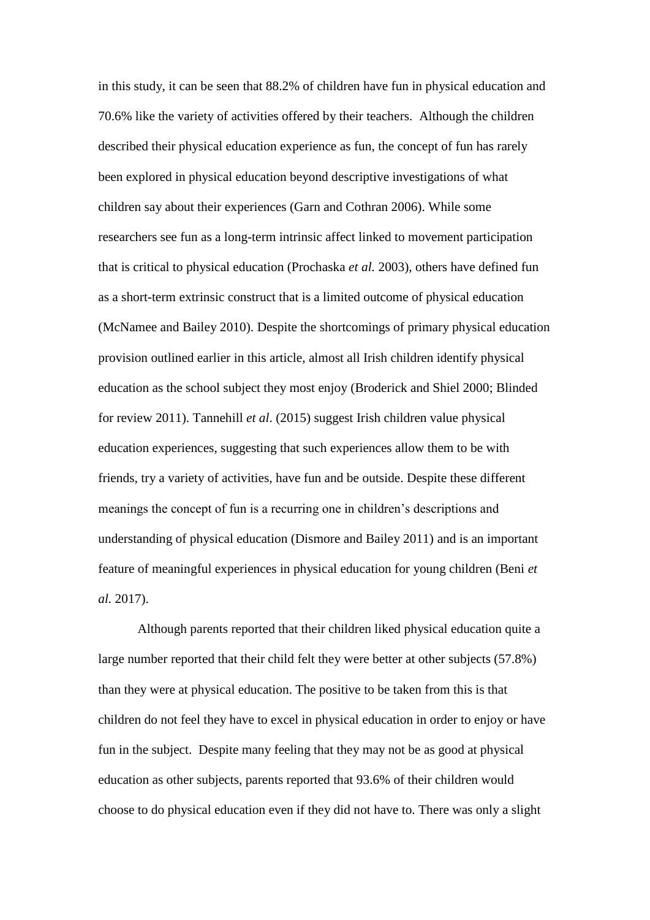in this study, it can be seen that 88.2% of children have fun in physical education and 70.6% like the variety of activities offered by their teachers. Although the children described their physical education experience as fun, the concept of fun has rarely been explored in physical education beyond descriptive investigations of what children say about their experiences (Garn and Cothran 2006). While some researchers see fun as a long-term intrinsic affect linked to movement participation that is critical to physical education (Prochaska *et al.* 2003), others have defined fun as a short-term extrinsic construct that is a limited outcome of physical education (McNamee and Bailey 2010). Despite the shortcomings of primary physical education provision outlined earlier in this article, almost all Irish children identify physical education as the school subject they most enjoy (Broderick and Shiel 2000; Blinded for review 2011). Tannehill *et al*. (2015) suggest Irish children value physical education experiences, suggesting that such experiences allow them to be with friends, try a variety of activities, have fun and be outside. Despite these different meanings the concept of fun is a recurring one in children's descriptions and understanding of physical education (Dismore and Bailey 2011) and is an important feature of meaningful experiences in physical education for young children (Beni *et al.* 2017).

Although parents reported that their children liked physical education quite a large number reported that their child felt they were better at other subjects (57.8%) than they were at physical education. The positive to be taken from this is that children do not feel they have to excel in physical education in order to enjoy or have fun in the subject. Despite many feeling that they may not be as good at physical education as other subjects, parents reported that 93.6% of their children would choose to do physical education even if they did not have to. There was only a slight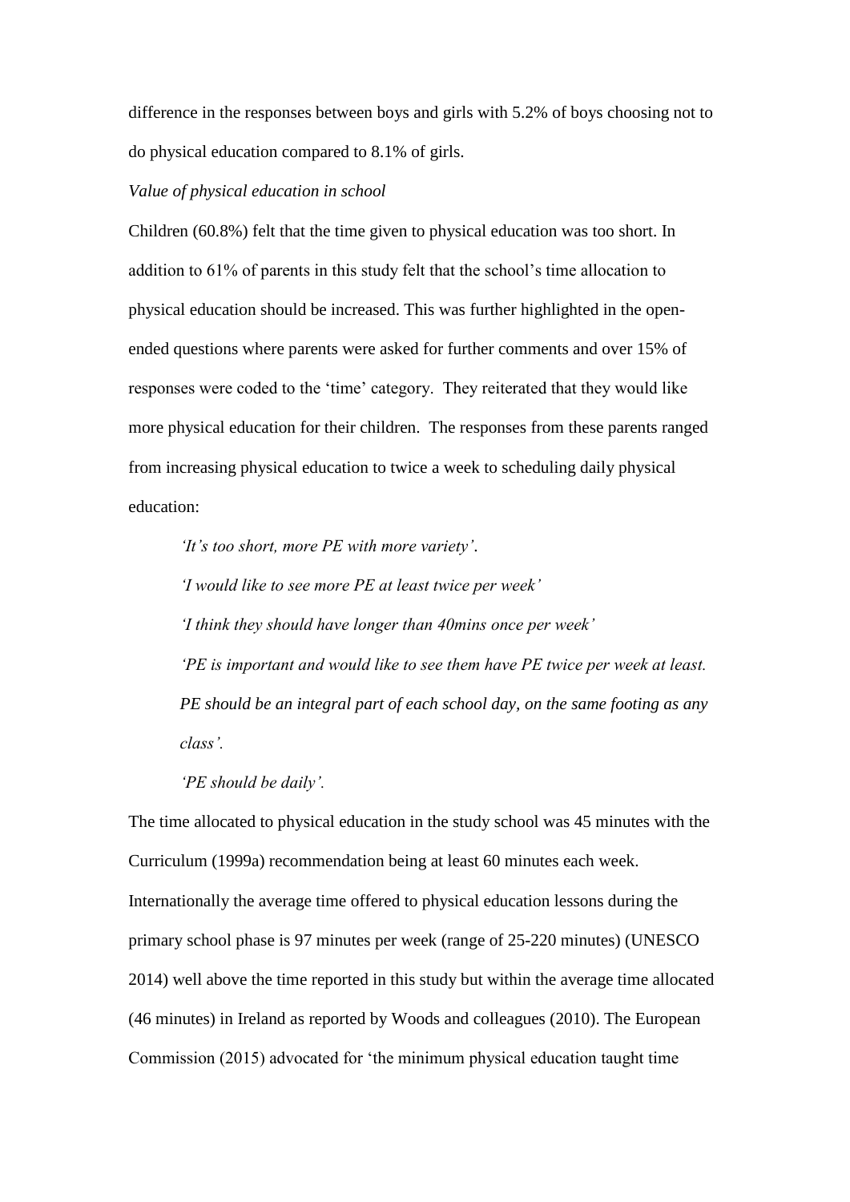difference in the responses between boys and girls with 5.2% of boys choosing not to do physical education compared to 8.1% of girls.

*Value of physical education in school*

Children (60.8%) felt that the time given to physical education was too short. In addition to 61% of parents in this study felt that the school's time allocation to physical education should be increased. This was further highlighted in the open-ended questions where parents were asked for further comments and over 15% of responses were coded to the 'time' category. They reiterated that they would like more physical education for their children. The responses from these parents ranged from increasing physical education to twice a week to scheduling daily physical education:

> *'It's too short, more PE with more variety'*.
>
> *'I would like to see more PE at least twice per week'*
>
> *'I think they should have longer than 40mins once per week'*
>
> *'PE is important and would like to see them have PE twice per week at least. PE should be an integral part of each school day, on the same footing as any class'.*
>
> *'PE should be daily'.*

The time allocated to physical education in the study school was 45 minutes with the Curriculum (1999a) recommendation being at least 60 minutes each week. Internationally the average time offered to physical education lessons during the primary school phase is 97 minutes per week (range of 25-220 minutes) (UNESCO 2014) well above the time reported in this study but within the average time allocated (46 minutes) in Ireland as reported by Woods and colleagues (2010). The European Commission (2015) advocated for 'the minimum physical education taught time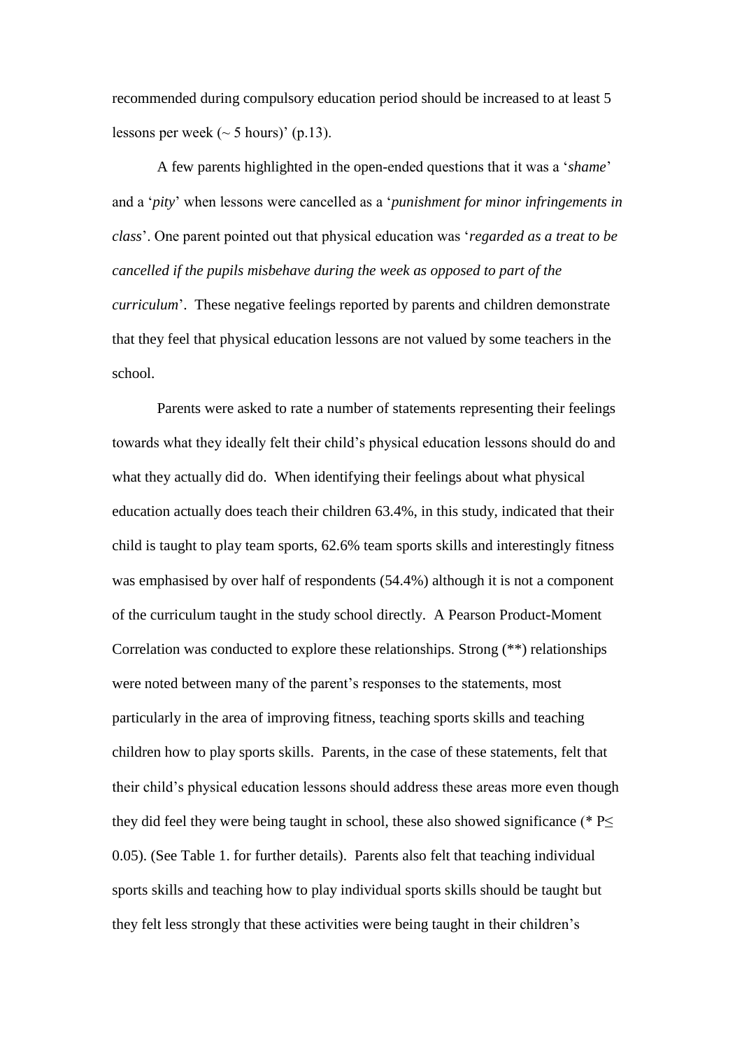recommended during compulsory education period should be increased to at least 5 lessons per week (~ 5 hours)' (p.13).

A few parents highlighted in the open-ended questions that it was a '*shame*' and a '*pity*' when lessons were cancelled as a '*punishment for minor infringements in class*'. One parent pointed out that physical education was '*regarded as a treat to be cancelled if the pupils misbehave during the week as opposed to part of the curriculum*'. These negative feelings reported by parents and children demonstrate that they feel that physical education lessons are not valued by some teachers in the school.

Parents were asked to rate a number of statements representing their feelings towards what they ideally felt their child's physical education lessons should do and what they actually did do. When identifying their feelings about what physical education actually does teach their children 63.4%, in this study, indicated that their child is taught to play team sports, 62.6% team sports skills and interestingly fitness was emphasised by over half of respondents (54.4%) although it is not a component of the curriculum taught in the study school directly. A Pearson Product-Moment Correlation was conducted to explore these relationships. Strong (**) relationships were noted between many of the parent's responses to the statements, most particularly in the area of improving fitness, teaching sports skills and teaching children how to play sports skills. Parents, in the case of these statements, felt that their child's physical education lessons should address these areas more even though they did feel they were being taught in school, these also showed significance (* $P \leq 0.05$). (See Table 1. for further details). Parents also felt that teaching individual sports skills and teaching how to play individual sports skills should be taught but they felt less strongly that these activities were being taught in their children's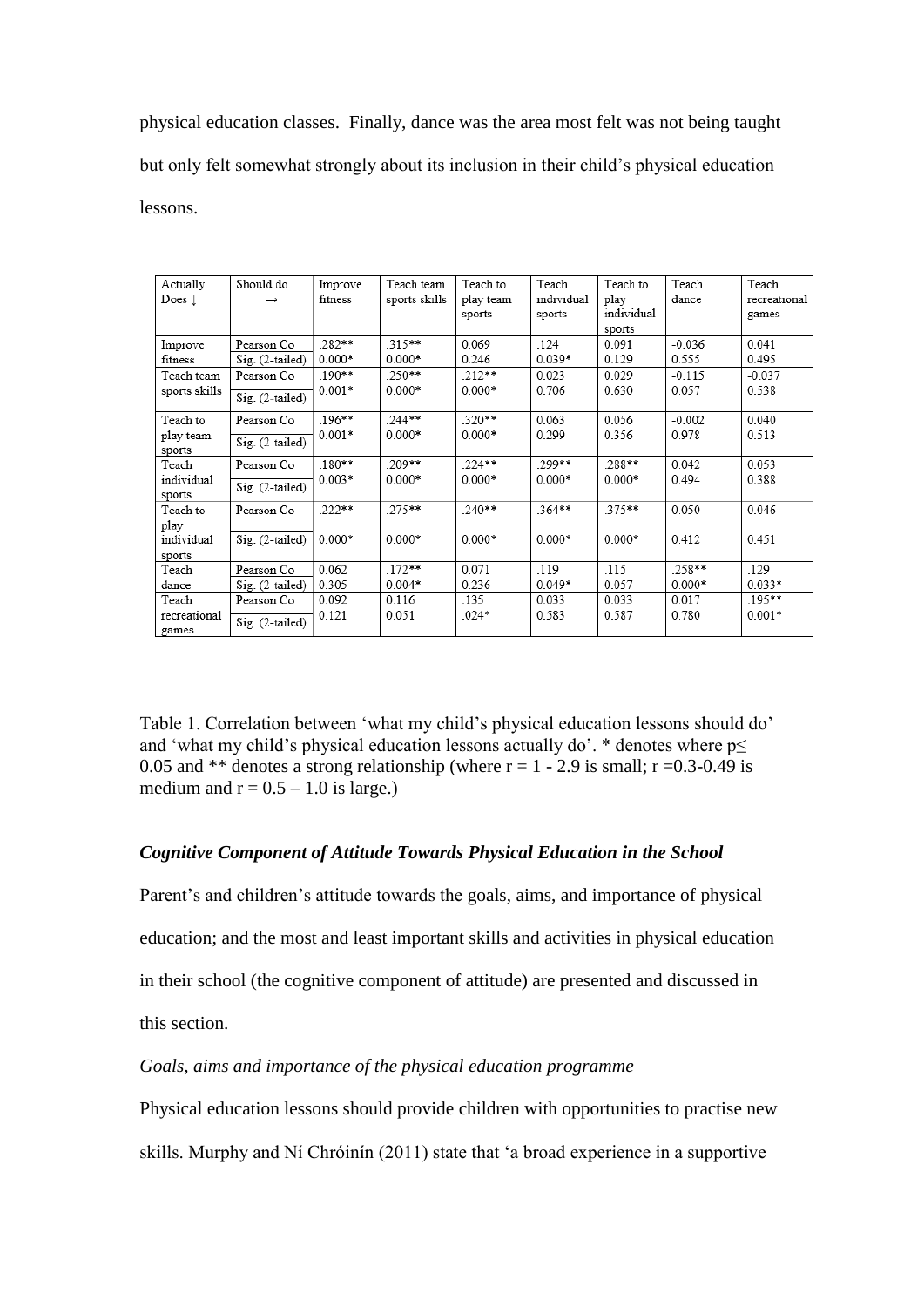physical education classes. Finally, dance was the area most felt was not being taught but only felt somewhat strongly about its inclusion in their child's physical education lessons.

| Actually Does ↓ | Should do → | Improve fitness | Teach team sports skills | Teach to play team sports | Teach individual sports | Teach to play individual sports | Teach dance | Teach recreational games |
|---|---|---|---|---|---|---|---|---|
| Improve fitness | Pearson Co | .282** | .315** | 0.069 | .124 | 0.091 | -0.036 | 0.041 |
| | Sig. (2-tailed) | 0.000* | 0.000* | 0.246 | 0.039* | 0.129 | 0.555 | 0.495 |
| Teach team sports skills | Pearson Co | .190** | .250** | .212** | 0.023 | 0.029 | -0.115 | -0.037 |
| | Sig. (2-tailed) | 0.001* | 0.000* | 0.000* | 0.706 | 0.630 | 0.057 | 0.538 |
| Teach to play team sports | Pearson Co | .196** | .244** | .320** | 0.063 | 0.056 | -0.002 | 0.040 |
| | Sig. (2-tailed) | 0.001* | 0.000* | 0.000* | 0.299 | 0.356 | 0.978 | 0.513 |
| Teach individual sports | Pearson Co | .180** | .209** | .224** | .299** | .288** | 0.042 | 0.053 |
| | Sig. (2-tailed) | 0.003* | 0.000* | 0.000* | 0.000* | 0.000* | 0.494 | 0.388 |
| Teach to play individual sports | Pearson Co | .222** | .275** | .240** | .364** | .375** | 0.050 | 0.046 |
| | Sig. (2-tailed) | 0.000* | 0.000* | 0.000* | 0.000* | 0.000* | 0.412 | 0.451 |
| Teach dance | Pearson Co | 0.062 | .172** | 0.071 | .119 | .115 | .258** | .129 |
| | Sig. (2-tailed) | 0.305 | 0.004* | 0.236 | 0.049* | 0.057 | 0.000* | 0.033* |
| Teach recreational games | Pearson Co | 0.092 | 0.116 | .135 | 0.033 | 0.033 | 0.017 | .195** |
| | Sig. (2-tailed) | 0.121 | 0.051 | .024* | 0.583 | 0.587 | 0.780 | 0.001* |

Table 1. Correlation between 'what my child's physical education lessons should do' and 'what my child's physical education lessons actually do'. * denotes where $p \leq 0.05$ and ** denotes a strong relationship (where $r = 1 - 2.9$ is small; $r = 0.3$-$0.49$ is medium and $r = 0.5 – 1.0$ is large.)

### *Cognitive Component of Attitude Towards Physical Education in the School*

Parent's and children's attitude towards the goals, aims, and importance of physical education; and the most and least important skills and activities in physical education in their school (the cognitive component of attitude) are presented and discussed in this section.

*Goals, aims and importance of the physical education programme*

Physical education lessons should provide children with opportunities to practise new skills. Murphy and Ní Chróinín (2011) state that 'a broad experience in a supportive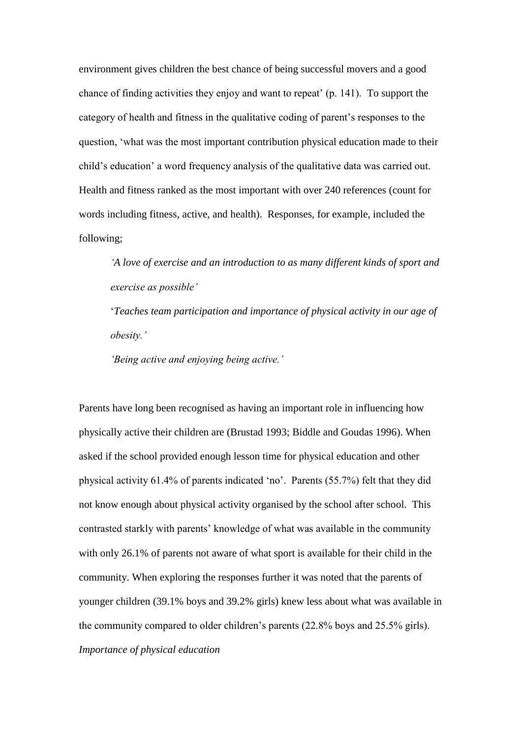environment gives children the best chance of being successful movers and a good chance of finding activities they enjoy and want to repeat' (p. 141). To support the category of health and fitness in the qualitative coding of parent's responses to the question, 'what was the most important contribution physical education made to their child's education' a word frequency analysis of the qualitative data was carried out. Health and fitness ranked as the most important with over 240 references (count for words including fitness, active, and health). Responses, for example, included the following;

> *'A love of exercise and an introduction to as many different kinds of sport and exercise as possible'*
>
> '*Teaches team participation and importance of physical activity in our age of obesity.'*
>
> *'Being active and enjoying being active.'*

Parents have long been recognised as having an important role in influencing how physically active their children are (Brustad 1993; Biddle and Goudas 1996). When asked if the school provided enough lesson time for physical education and other physical activity 61.4% of parents indicated 'no'. Parents (55.7%) felt that they did not know enough about physical activity organised by the school after school. This contrasted starkly with parents' knowledge of what was available in the community with only 26.1% of parents not aware of what sport is available for their child in the community. When exploring the responses further it was noted that the parents of younger children (39.1% boys and 39.2% girls) knew less about what was available in the community compared to older children's parents (22.8% boys and 25.5% girls).

*Importance of physical education*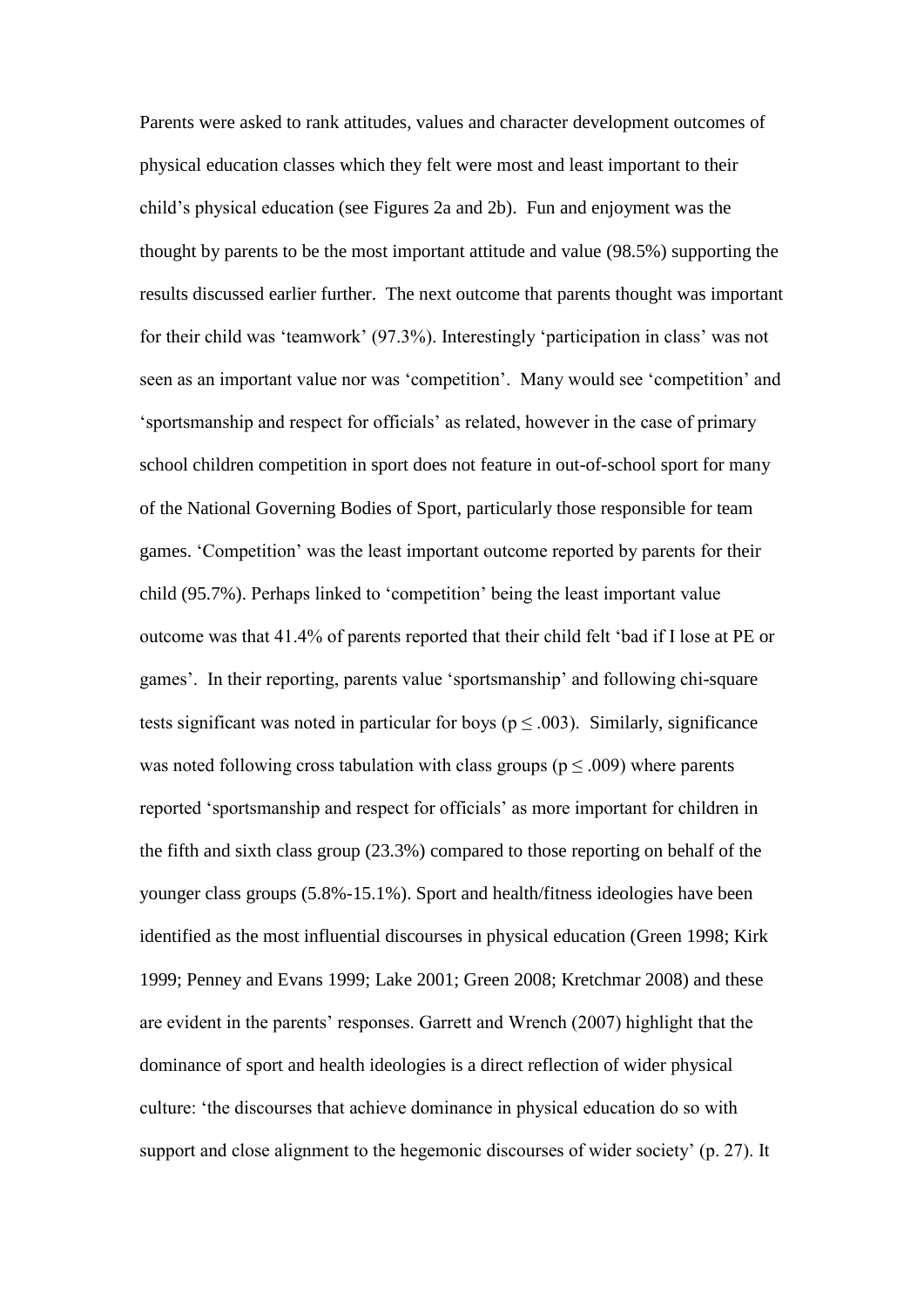Parents were asked to rank attitudes, values and character development outcomes of physical education classes which they felt were most and least important to their child's physical education (see Figures 2a and 2b). Fun and enjoyment was the thought by parents to be the most important attitude and value (98.5%) supporting the results discussed earlier further. The next outcome that parents thought was important for their child was 'teamwork' (97.3%). Interestingly 'participation in class' was not seen as an important value nor was 'competition'. Many would see 'competition' and 'sportsmanship and respect for officials' as related, however in the case of primary school children competition in sport does not feature in out-of-school sport for many of the National Governing Bodies of Sport, particularly those responsible for team games. 'Competition' was the least important outcome reported by parents for their child (95.7%). Perhaps linked to 'competition' being the least important value outcome was that 41.4% of parents reported that their child felt 'bad if I lose at PE or games'. In their reporting, parents value 'sportsmanship' and following chi-square tests significant was noted in particular for boys ($p \leq .003$). Similarly, significance was noted following cross tabulation with class groups ($p \leq .009$) where parents reported 'sportsmanship and respect for officials' as more important for children in the fifth and sixth class group (23.3%) compared to those reporting on behalf of the younger class groups (5.8%-15.1%). Sport and health/fitness ideologies have been identified as the most influential discourses in physical education (Green 1998; Kirk 1999; Penney and Evans 1999; Lake 2001; Green 2008; Kretchmar 2008) and these are evident in the parents' responses. Garrett and Wrench (2007) highlight that the dominance of sport and health ideologies is a direct reflection of wider physical culture: 'the discourses that achieve dominance in physical education do so with support and close alignment to the hegemonic discourses of wider society' (p. 27). It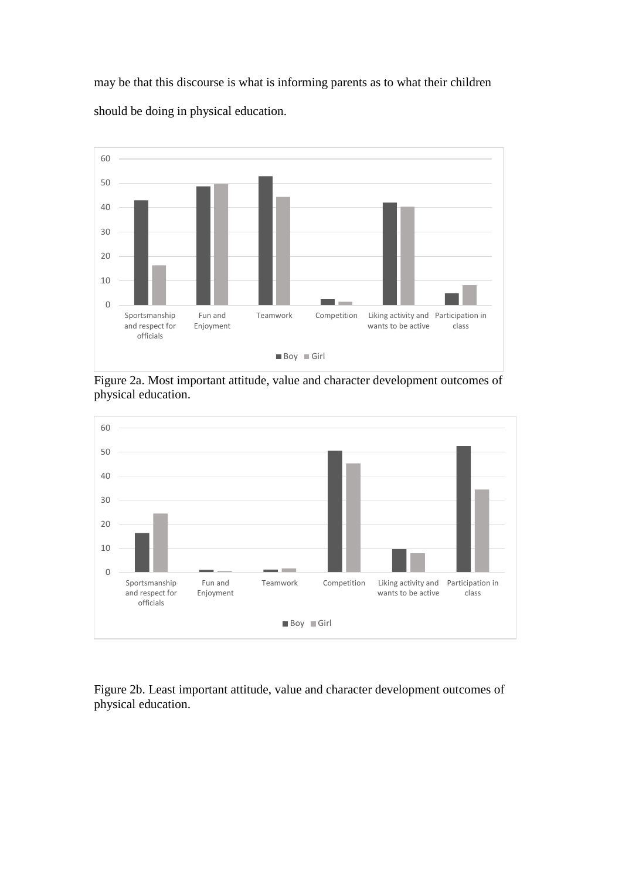may be that this discourse is what is informing parents as to what their children should be doing in physical education.

Figure 2a. Most important attitude, value and character development outcomes of physical education.

Figure 2b. Least important attitude, value and character development outcomes of physical education.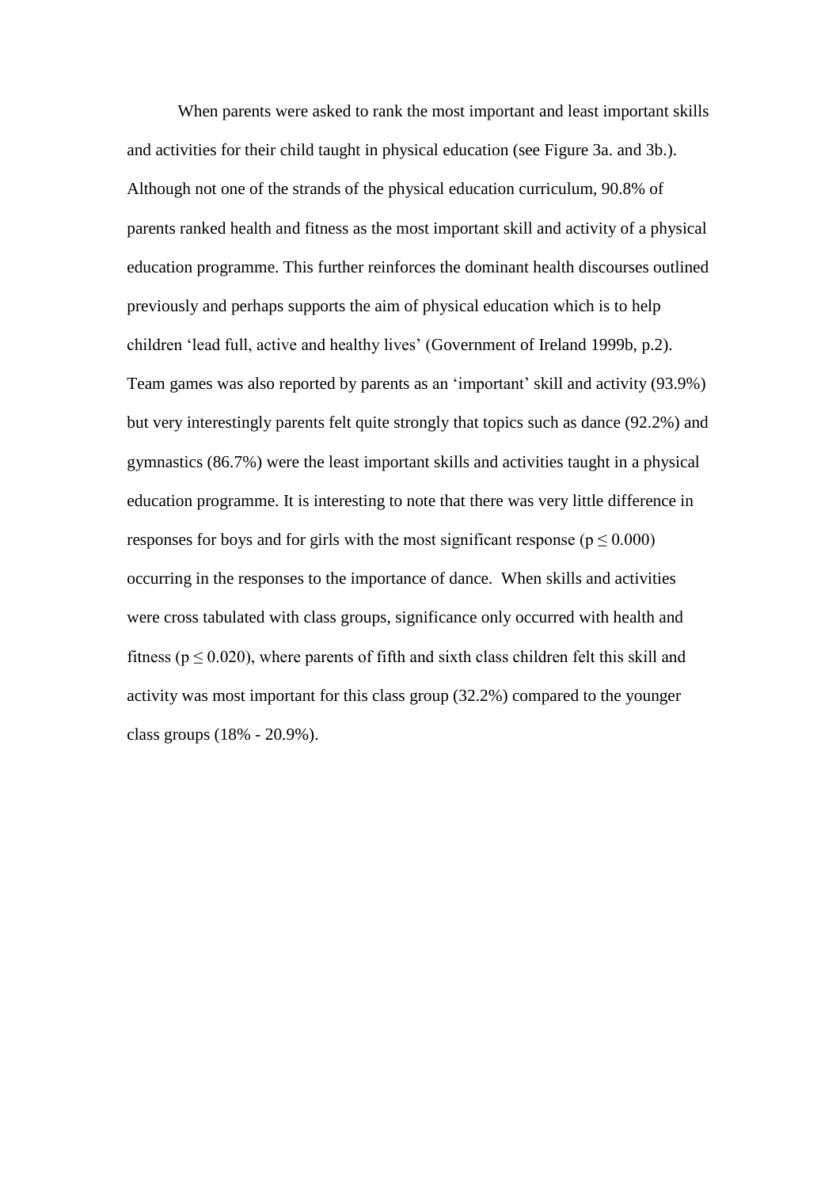When parents were asked to rank the most important and least important skills and activities for their child taught in physical education (see Figure 3a. and 3b.). Although not one of the strands of the physical education curriculum, 90.8% of parents ranked health and fitness as the most important skill and activity of a physical education programme. This further reinforces the dominant health discourses outlined previously and perhaps supports the aim of physical education which is to help children 'lead full, active and healthy lives' (Government of Ireland 1999b, p.2). Team games was also reported by parents as an 'important' skill and activity (93.9%) but very interestingly parents felt quite strongly that topics such as dance (92.2%) and gymnastics (86.7%) were the least important skills and activities taught in a physical education programme. It is interesting to note that there was very little difference in responses for boys and for girls with the most significant response ($p \leq 0.000$) occurring in the responses to the importance of dance. When skills and activities were cross tabulated with class groups, significance only occurred with health and fitness ($p \leq 0.020$), where parents of fifth and sixth class children felt this skill and activity was most important for this class group (32.2%) compared to the younger class groups (18% - 20.9%).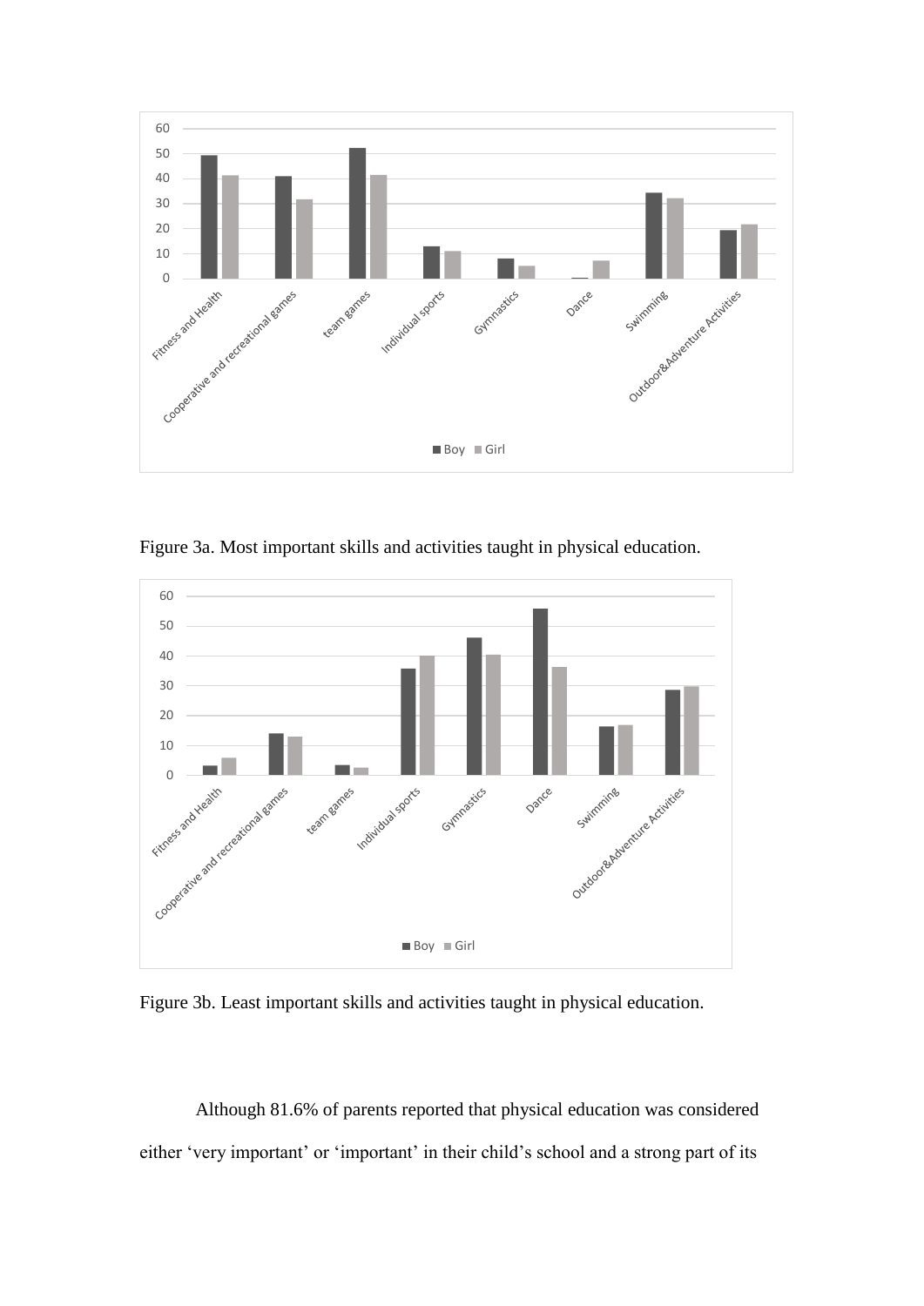Figure 3a. Most important skills and activities taught in physical education.

Figure 3b. Least important skills and activities taught in physical education.

Although 81.6% of parents reported that physical education was considered either ‘very important’ or ‘important’ in their child’s school and a strong part of its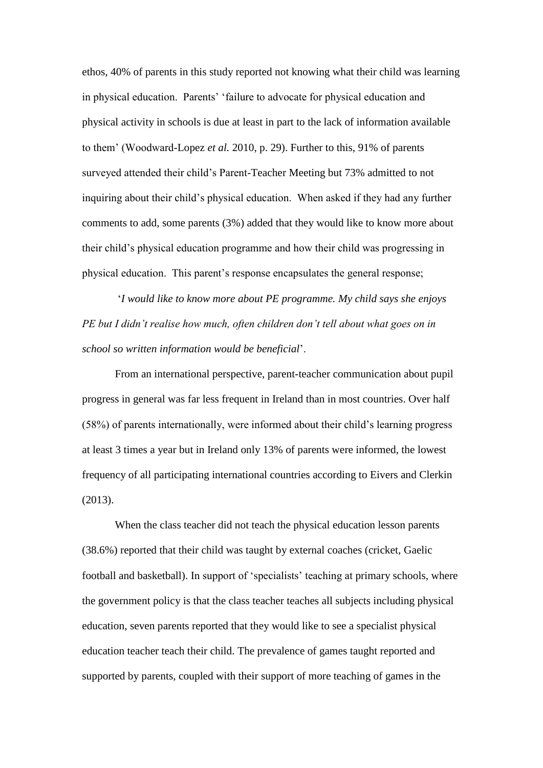ethos, 40% of parents in this study reported not knowing what their child was learning in physical education. Parents' 'failure to advocate for physical education and physical activity in schools is due at least in part to the lack of information available to them' (Woodward-Lopez *et al.* 2010, p. 29). Further to this, 91% of parents surveyed attended their child's Parent-Teacher Meeting but 73% admitted to not inquiring about their child's physical education. When asked if they had any further comments to add, some parents (3%) added that they would like to know more about their child's physical education programme and how their child was progressing in physical education. This parent's response encapsulates the general response;

'*I would like to know more about PE programme. My child says she enjoys PE but I didn't realise how much, often children don't tell about what goes on in school so written information would be beneficial*'.

From an international perspective, parent-teacher communication about pupil progress in general was far less frequent in Ireland than in most countries. Over half (58%) of parents internationally, were informed about their child's learning progress at least 3 times a year but in Ireland only 13% of parents were informed, the lowest frequency of all participating international countries according to Eivers and Clerkin (2013).

When the class teacher did not teach the physical education lesson parents (38.6%) reported that their child was taught by external coaches (cricket, Gaelic football and basketball). In support of 'specialists' teaching at primary schools, where the government policy is that the class teacher teaches all subjects including physical education, seven parents reported that they would like to see a specialist physical education teacher teach their child. The prevalence of games taught reported and supported by parents, coupled with their support of more teaching of games in the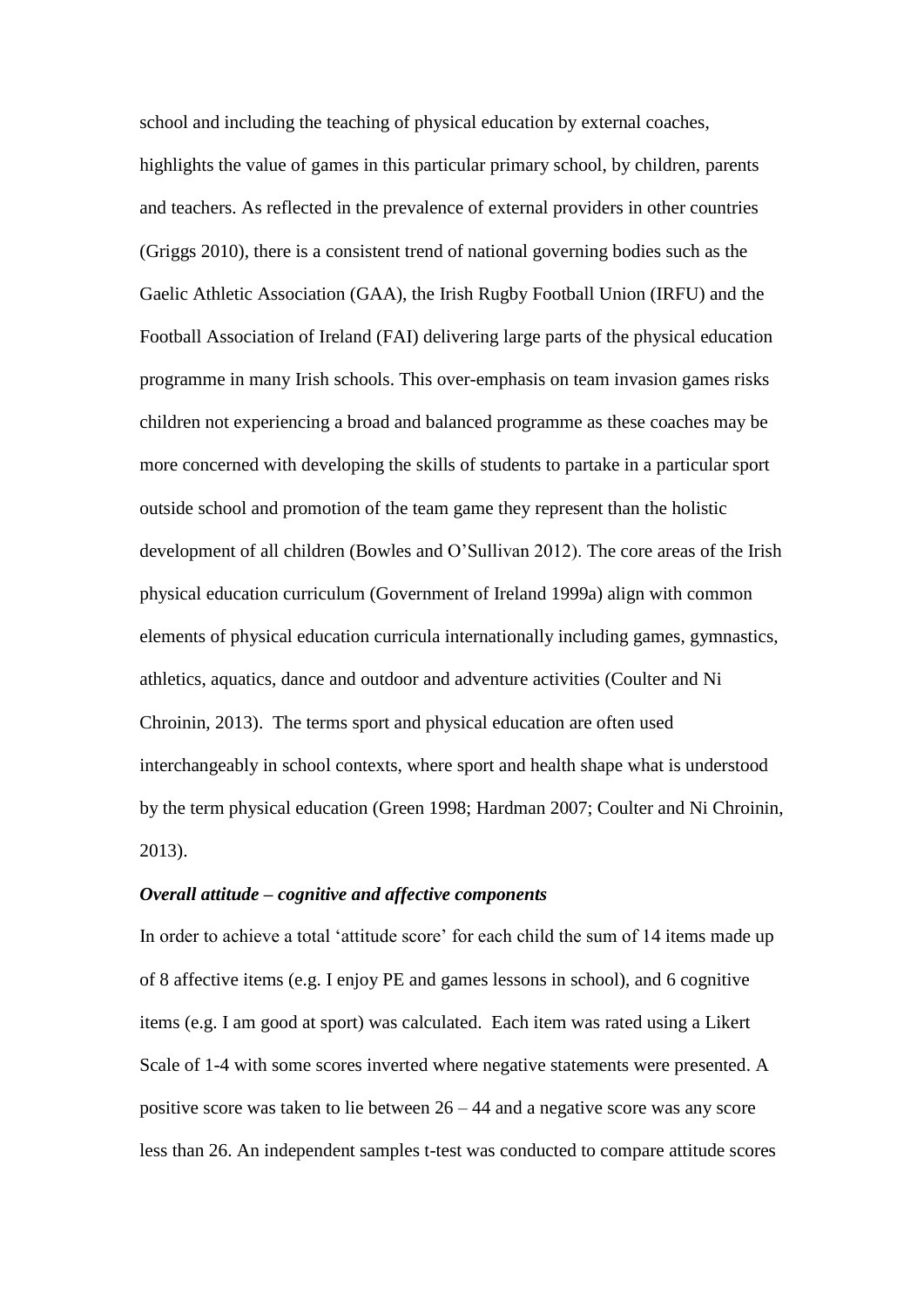school and including the teaching of physical education by external coaches, highlights the value of games in this particular primary school, by children, parents and teachers. As reflected in the prevalence of external providers in other countries (Griggs 2010), there is a consistent trend of national governing bodies such as the Gaelic Athletic Association (GAA), the Irish Rugby Football Union (IRFU) and the Football Association of Ireland (FAI) delivering large parts of the physical education programme in many Irish schools. This over-emphasis on team invasion games risks children not experiencing a broad and balanced programme as these coaches may be more concerned with developing the skills of students to partake in a particular sport outside school and promotion of the team game they represent than the holistic development of all children (Bowles and O'Sullivan 2012). The core areas of the Irish physical education curriculum (Government of Ireland 1999a) align with common elements of physical education curricula internationally including games, gymnastics, athletics, aquatics, dance and outdoor and adventure activities (Coulter and Ni Chroinin, 2013). The terms sport and physical education are often used interchangeably in school contexts, where sport and health shape what is understood by the term physical education (Green 1998; Hardman 2007; Coulter and Ni Chroinin, 2013).

***Overall attitude – cognitive and affective components***

In order to achieve a total 'attitude score' for each child the sum of 14 items made up of 8 affective items (e.g. I enjoy PE and games lessons in school), and 6 cognitive items (e.g. I am good at sport) was calculated. Each item was rated using a Likert Scale of 1-4 with some scores inverted where negative statements were presented. A positive score was taken to lie between 26 – 44 and a negative score was any score less than 26. An independent samples t-test was conducted to compare attitude scores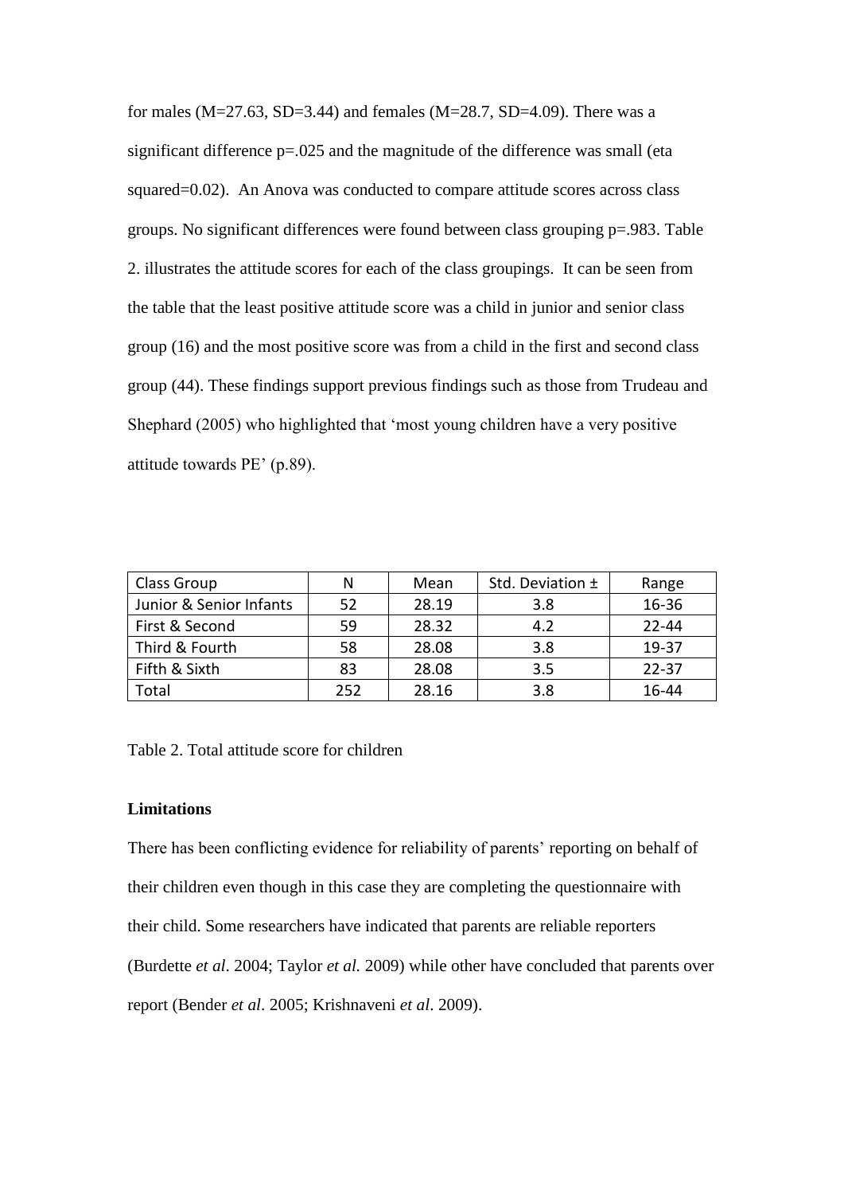for males (M=27.63, SD=3.44) and females (M=28.7, SD=4.09). There was a significant difference p=.025 and the magnitude of the difference was small (eta squared=0.02). An Anova was conducted to compare attitude scores across class groups. No significant differences were found between class grouping p=.983. Table 2. illustrates the attitude scores for each of the class groupings. It can be seen from the table that the least positive attitude score was a child in junior and senior class group (16) and the most positive score was from a child in the first and second class group (44). These findings support previous findings such as those from Trudeau and Shephard (2005) who highlighted that 'most young children have a very positive attitude towards PE' (p.89).

| Class Group | N | Mean | Std. Deviation ± | Range |
|---|---|---|---|---|
| Junior & Senior Infants | 52 | 28.19 | 3.8 | 16-36 |
| First & Second | 59 | 28.32 | 4.2 | 22-44 |
| Third & Fourth | 58 | 28.08 | 3.8 | 19-37 |
| Fifth & Sixth | 83 | 28.08 | 3.5 | 22-37 |
| Total | 252 | 28.16 | 3.8 | 16-44 |

Table 2. Total attitude score for children

**Limitations**

There has been conflicting evidence for reliability of parents' reporting on behalf of their children even though in this case they are completing the questionnaire with their child. Some researchers have indicated that parents are reliable reporters (Burdette *et al*. 2004; Taylor *et al.* 2009) while other have concluded that parents over report (Bender *et al*. 2005; Krishnaveni *et al*. 2009).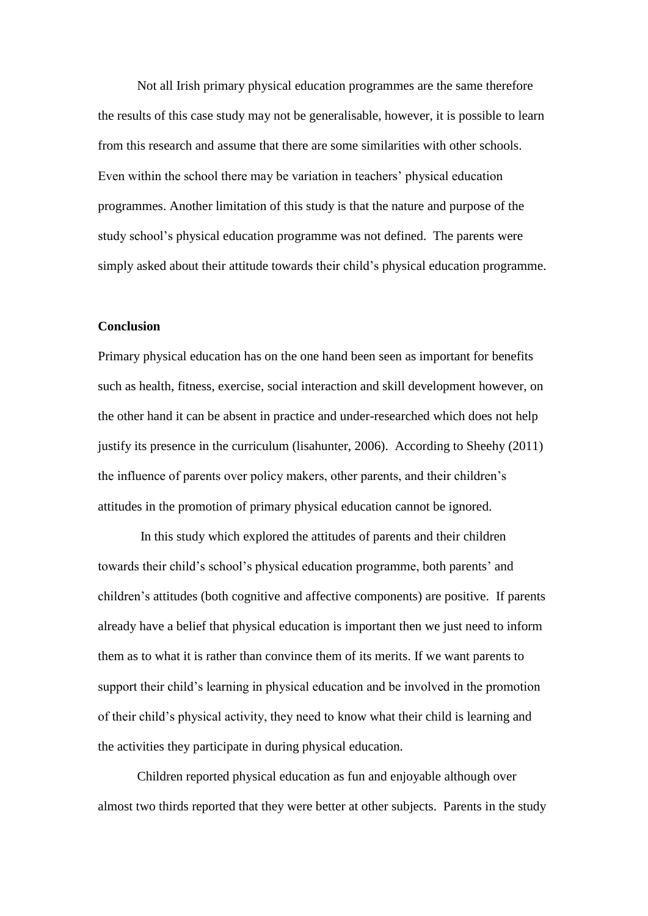Not all Irish primary physical education programmes are the same therefore the results of this case study may not be generalisable, however, it is possible to learn from this research and assume that there are some similarities with other schools. Even within the school there may be variation in teachers' physical education programmes. Another limitation of this study is that the nature and purpose of the study school's physical education programme was not defined. The parents were simply asked about their attitude towards their child's physical education programme.

**Conclusion**

Primary physical education has on the one hand been seen as important for benefits such as health, fitness, exercise, social interaction and skill development however, on the other hand it can be absent in practice and under-researched which does not help justify its presence in the curriculum (lisahunter, 2006). According to Sheehy (2011) the influence of parents over policy makers, other parents, and their children's attitudes in the promotion of primary physical education cannot be ignored.

In this study which explored the attitudes of parents and their children towards their child's school's physical education programme, both parents' and children's attitudes (both cognitive and affective components) are positive. If parents already have a belief that physical education is important then we just need to inform them as to what it is rather than convince them of its merits. If we want parents to support their child's learning in physical education and be involved in the promotion of their child's physical activity, they need to know what their child is learning and the activities they participate in during physical education.

Children reported physical education as fun and enjoyable although over almost two thirds reported that they were better at other subjects. Parents in the study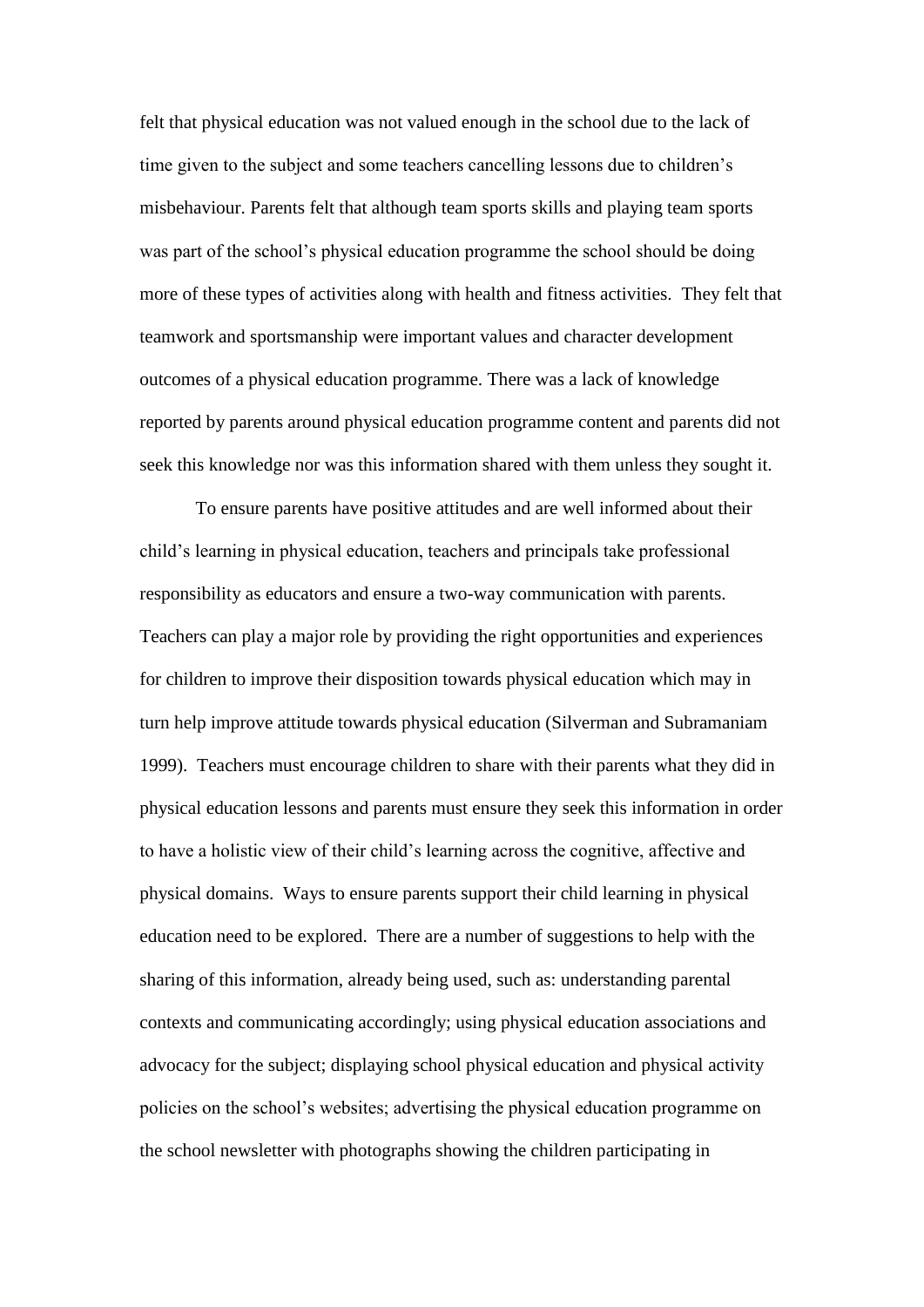felt that physical education was not valued enough in the school due to the lack of time given to the subject and some teachers cancelling lessons due to children's misbehaviour. Parents felt that although team sports skills and playing team sports was part of the school's physical education programme the school should be doing more of these types of activities along with health and fitness activities. They felt that teamwork and sportsmanship were important values and character development outcomes of a physical education programme. There was a lack of knowledge reported by parents around physical education programme content and parents did not seek this knowledge nor was this information shared with them unless they sought it.

To ensure parents have positive attitudes and are well informed about their child's learning in physical education, teachers and principals take professional responsibility as educators and ensure a two-way communication with parents. Teachers can play a major role by providing the right opportunities and experiences for children to improve their disposition towards physical education which may in turn help improve attitude towards physical education (Silverman and Subramaniam 1999). Teachers must encourage children to share with their parents what they did in physical education lessons and parents must ensure they seek this information in order to have a holistic view of their child's learning across the cognitive, affective and physical domains. Ways to ensure parents support their child learning in physical education need to be explored. There are a number of suggestions to help with the sharing of this information, already being used, such as: understanding parental contexts and communicating accordingly; using physical education associations and advocacy for the subject; displaying school physical education and physical activity policies on the school's websites; advertising the physical education programme on the school newsletter with photographs showing the children participating in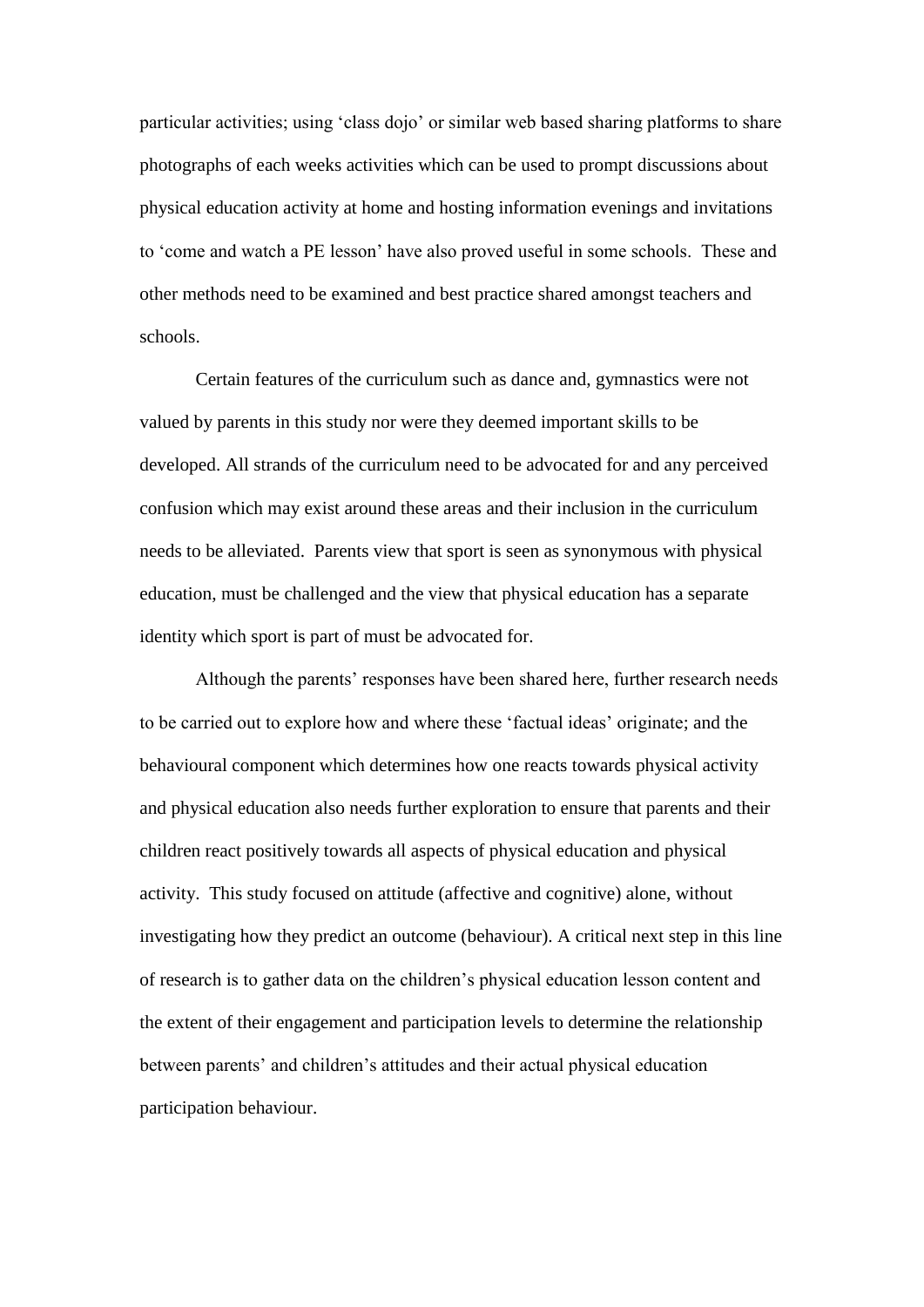particular activities; using 'class dojo' or similar web based sharing platforms to share photographs of each weeks activities which can be used to prompt discussions about physical education activity at home and hosting information evenings and invitations to 'come and watch a PE lesson' have also proved useful in some schools. These and other methods need to be examined and best practice shared amongst teachers and schools.

Certain features of the curriculum such as dance and, gymnastics were not valued by parents in this study nor were they deemed important skills to be developed. All strands of the curriculum need to be advocated for and any perceived confusion which may exist around these areas and their inclusion in the curriculum needs to be alleviated. Parents view that sport is seen as synonymous with physical education, must be challenged and the view that physical education has a separate identity which sport is part of must be advocated for.

Although the parents' responses have been shared here, further research needs to be carried out to explore how and where these 'factual ideas' originate; and the behavioural component which determines how one reacts towards physical activity and physical education also needs further exploration to ensure that parents and their children react positively towards all aspects of physical education and physical activity. This study focused on attitude (affective and cognitive) alone, without investigating how they predict an outcome (behaviour). A critical next step in this line of research is to gather data on the children's physical education lesson content and the extent of their engagement and participation levels to determine the relationship between parents' and children's attitudes and their actual physical education participation behaviour.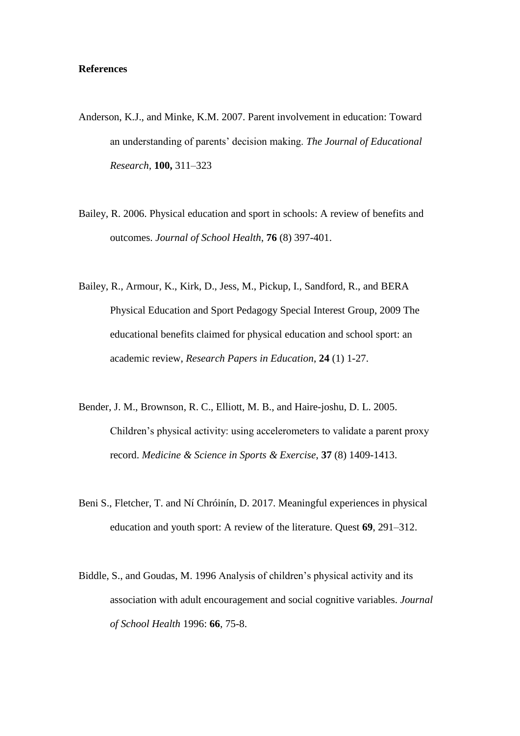**References**

Anderson, K.J., and Minke, K.M. 2007. Parent involvement in education: Toward an understanding of parents' decision making. *The Journal of Educational Research*, **100,** 311–323

Bailey, R. 2006. Physical education and sport in schools: A review of benefits and outcomes. *Journal of School Health*, **76** (8) 397-401.

Bailey, R., Armour, K., Kirk, D., Jess, M., Pickup, I., Sandford, R., and BERA Physical Education and Sport Pedagogy Special Interest Group, 2009 The educational benefits claimed for physical education and school sport: an academic review, *Research Papers in Education*, **24** (1) 1-27.

Bender, J. M., Brownson, R. C., Elliott, M. B., and Haire-joshu, D. L. 2005. Children's physical activity: using accelerometers to validate a parent proxy record. *Medicine & Science in Sports & Exercise*, **37** (8) 1409-1413.

Beni S., Fletcher, T. and Ní Chróinín, D. 2017. Meaningful experiences in physical education and youth sport: A review of the literature. Quest **69**, 291–312.

Biddle, S., and Goudas, M. 1996 Analysis of children's physical activity and its association with adult encouragement and social cognitive variables. *Journal of School Health* 1996: **66**, 75-8.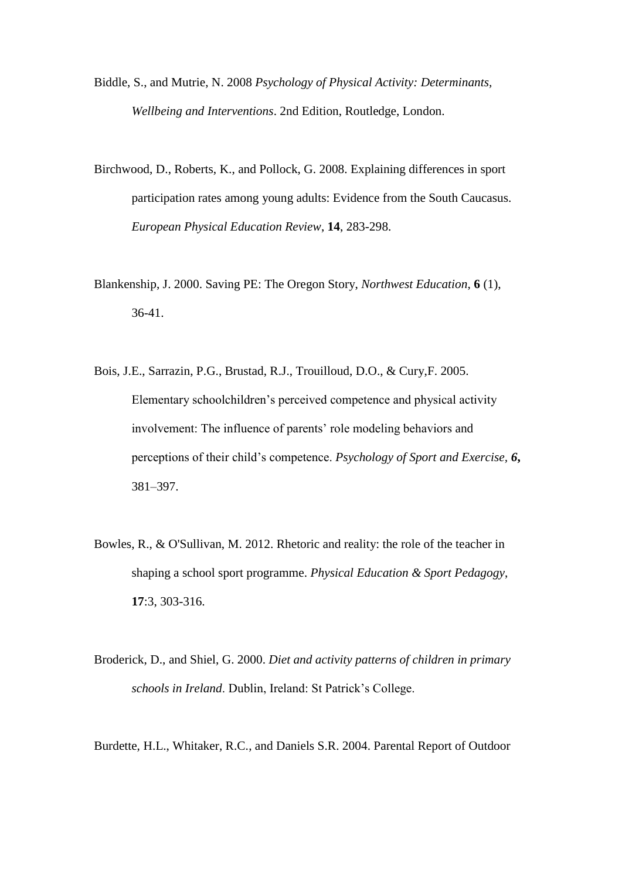Biddle, S., and Mutrie, N. 2008 *Psychology of Physical Activity: Determinants, Wellbeing and Interventions*. 2nd Edition, Routledge, London.

Birchwood, D., Roberts, K., and Pollock, G. 2008. Explaining differences in sport participation rates among young adults: Evidence from the South Caucasus. *European Physical Education Review*, **14**, 283-298.

Blankenship, J. 2000. Saving PE: The Oregon Story, *Northwest Education*, **6** (1), 36-41.

Bois, J.E., Sarrazin, P.G., Brustad, R.J., Trouilloud, D.O., & Cury,F. 2005. Elementary schoolchildren's perceived competence and physical activity involvement: The influence of parents' role modeling behaviors and perceptions of their child's competence. *Psychology of Sport and Exercise, **6,*** 381–397.

Bowles, R., & O'Sullivan, M. 2012. Rhetoric and reality: the role of the teacher in shaping a school sport programme. *Physical Education & Sport Pedagogy*, **17**:3, 303-316.

Broderick, D., and Shiel, G. 2000. *Diet and activity patterns of children in primary schools in Ireland*. Dublin, Ireland: St Patrick's College.

Burdette, H.L., Whitaker, R.C., and Daniels S.R. 2004. Parental Report of Outdoor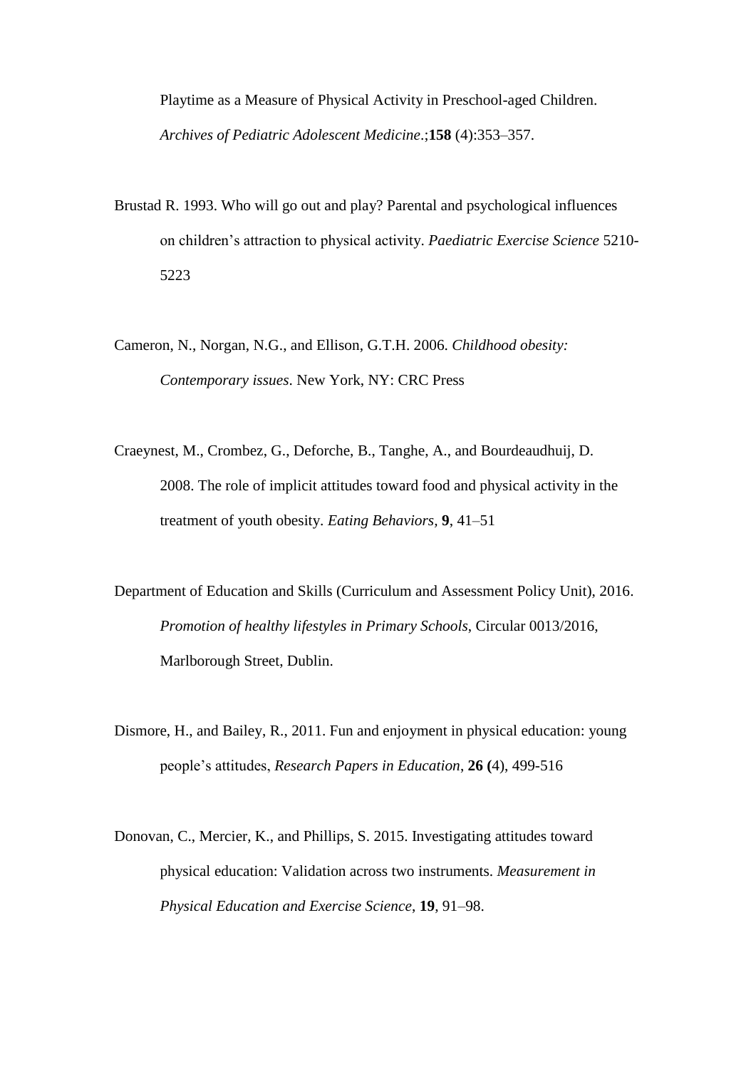Playtime as a Measure of Physical Activity in Preschool-aged Children. *Archives of Pediatric Adolescent Medicine*.;**158** (4):353–357.

Brustad R. 1993. Who will go out and play? Parental and psychological influences on children's attraction to physical activity. *Paediatric Exercise Science* 5210-5223

Cameron, N., Norgan, N.G., and Ellison, G.T.H. 2006. *Childhood obesity: Contemporary issues*. New York, NY: CRC Press

Craeynest, M., Crombez, G., Deforche, B., Tanghe, A., and Bourdeaudhuij, D. 2008. The role of implicit attitudes toward food and physical activity in the treatment of youth obesity. *Eating Behaviors,* **9**, 41–51

Department of Education and Skills (Curriculum and Assessment Policy Unit), 2016. *Promotion of healthy lifestyles in Primary Schools*, Circular 0013/2016, Marlborough Street, Dublin.

Dismore, H., and Bailey, R., 2011. Fun and enjoyment in physical education: young people's attitudes, *Research Papers in Education*, **26 (**4), 499-516

Donovan, C., Mercier, K., and Phillips, S. 2015. Investigating attitudes toward physical education: Validation across two instruments. *Measurement in Physical Education and Exercise Science*, **19**, 91–98.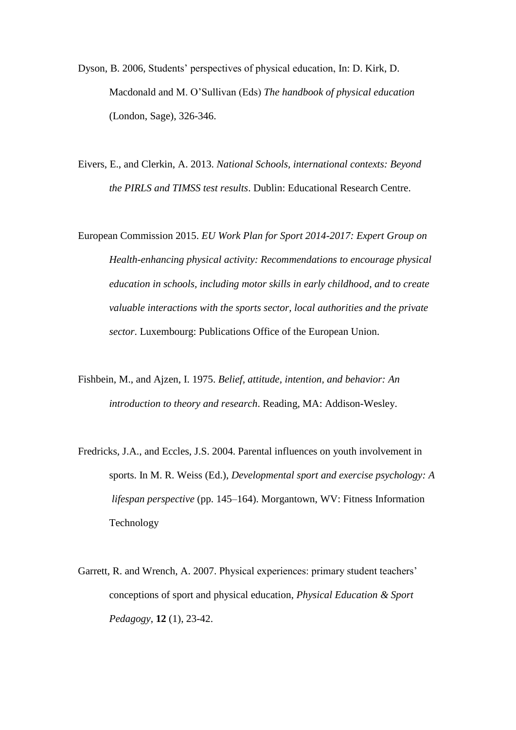Dyson, B. 2006, Students' perspectives of physical education, In: D. Kirk, D. Macdonald and M. O'Sullivan (Eds) *The handbook of physical education* (London, Sage), 326-346.

Eivers, E., and Clerkin, A. 2013. *National Schools, international contexts: Beyond the PIRLS and TIMSS test results*. Dublin: Educational Research Centre.

European Commission 2015. *EU Work Plan for Sport 2014-2017: Expert Group on Health-enhancing physical activity: Recommendations to encourage physical education in schools, including motor skills in early childhood, and to create valuable interactions with the sports sector, local authorities and the private sector*. Luxembourg: Publications Office of the European Union.

Fishbein, M., and Ajzen, I. 1975. *Belief, attitude, intention, and behavior: An introduction to theory and research*. Reading, MA: Addison-Wesley.

Fredricks, J.A., and Eccles, J.S. 2004. Parental influences on youth involvement in sports. In M. R. Weiss (Ed.), *Developmental sport and exercise psychology: A lifespan perspective* (pp. 145–164). Morgantown, WV: Fitness Information Technology

Garrett, R. and Wrench, A. 2007. Physical experiences: primary student teachers' conceptions of sport and physical education, *Physical Education & Sport Pedagogy*, **12** (1), 23-42.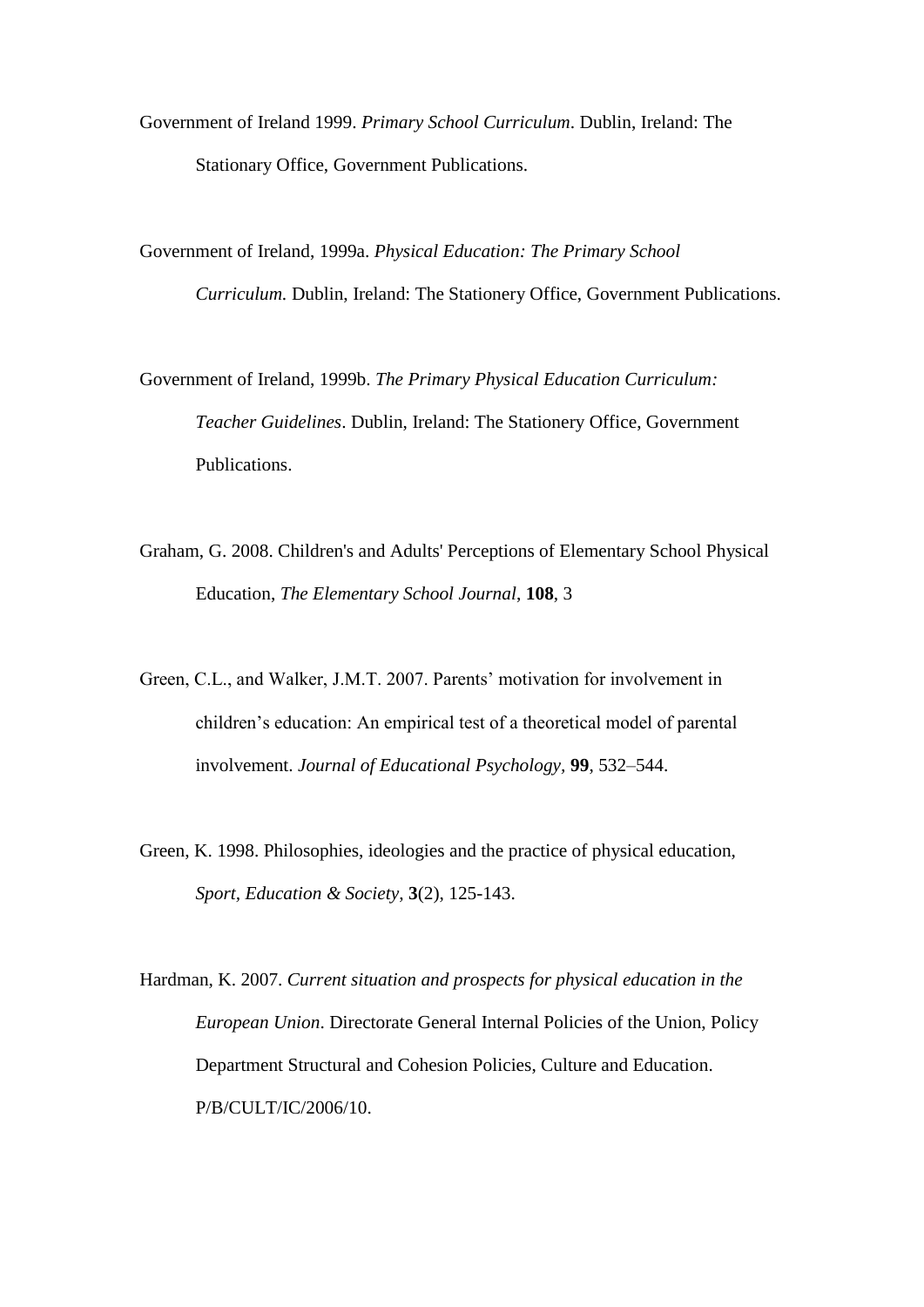Government of Ireland 1999. *Primary School Curriculum*. Dublin, Ireland: The Stationary Office, Government Publications.

Government of Ireland, 1999a. *Physical Education: The Primary School Curriculum.* Dublin, Ireland: The Stationery Office, Government Publications.

Government of Ireland, 1999b. *The Primary Physical Education Curriculum: Teacher Guidelines*. Dublin, Ireland: The Stationery Office, Government Publications.

Graham, G. 2008. Children's and Adults' Perceptions of Elementary School Physical Education, *The Elementary School Journal*, **108**, 3

Green, C.L., and Walker, J.M.T. 2007. Parents' motivation for involvement in children's education: An empirical test of a theoretical model of parental involvement. *Journal of Educational Psychology*, **99**, 532–544.

Green, K. 1998. Philosophies, ideologies and the practice of physical education, *Sport, Education & Society*, **3**(2), 125-143.

Hardman, K. 2007. *Current situation and prospects for physical education in the European Union*. Directorate General Internal Policies of the Union, Policy Department Structural and Cohesion Policies, Culture and Education. P/B/CULT/IC/2006/10.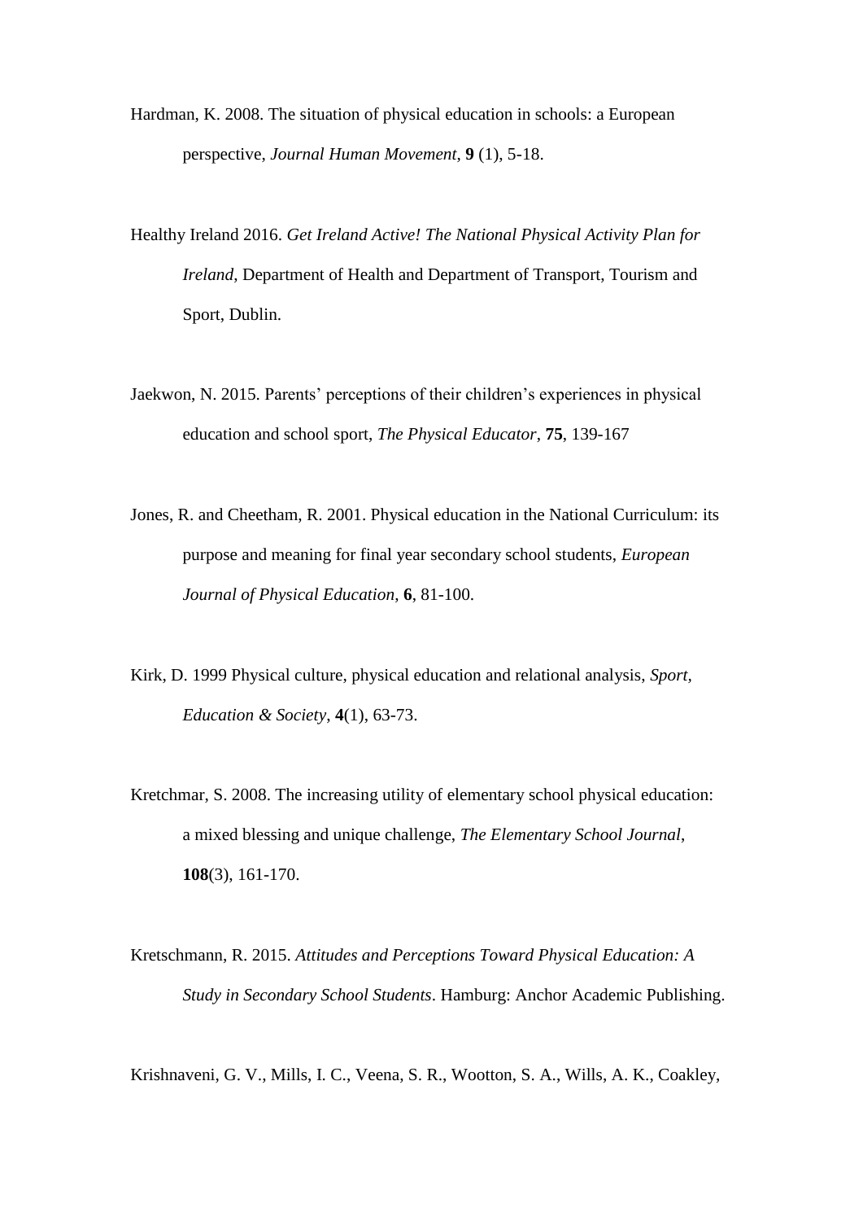Hardman, K. 2008. The situation of physical education in schools: a European perspective, *Journal Human Movement*, **9** (1), 5-18.

Healthy Ireland 2016. *Get Ireland Active! The National Physical Activity Plan for Ireland*, Department of Health and Department of Transport, Tourism and Sport, Dublin.

Jaekwon, N. 2015. Parents' perceptions of their children's experiences in physical education and school sport, *The Physical Educator*, **75**, 139-167

Jones, R. and Cheetham, R. 2001. Physical education in the National Curriculum: its purpose and meaning for final year secondary school students, *European Journal of Physical Education*, **6**, 81-100.

Kirk, D. 1999 Physical culture, physical education and relational analysis, *Sport, Education & Society*, **4**(1), 63-73.

Kretchmar, S. 2008. The increasing utility of elementary school physical education: a mixed blessing and unique challenge, *The Elementary School Journal*, **108**(3), 161-170.

Kretschmann, R. 2015. *Attitudes and Perceptions Toward Physical Education: A Study in Secondary School Students*. Hamburg: Anchor Academic Publishing.

Krishnaveni, G. V., Mills, I. C., Veena, S. R., Wootton, S. A., Wills, A. K., Coakley,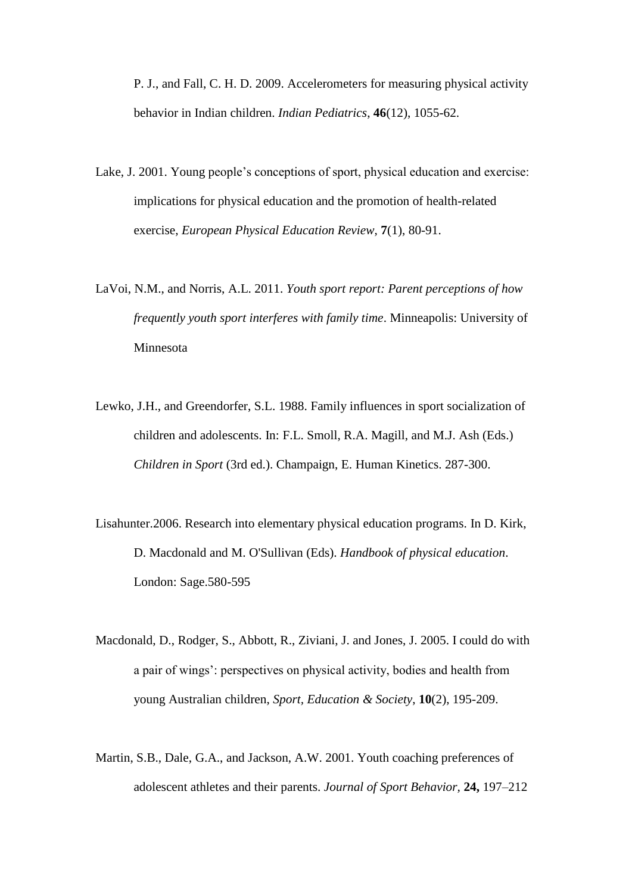P. J., and Fall, C. H. D. 2009. Accelerometers for measuring physical activity behavior in Indian children. *Indian Pediatrics*, **46**(12), 1055-62.

Lake, J. 2001. Young people's conceptions of sport, physical education and exercise: implications for physical education and the promotion of health-related exercise, *European Physical Education Review*, **7**(1), 80-91.

LaVoi, N.M., and Norris, A.L. 2011. *Youth sport report: Parent perceptions of how frequently youth sport interferes with family time*. Minneapolis: University of Minnesota

Lewko, J.H., and Greendorfer, S.L. 1988. Family influences in sport socialization of children and adolescents. In: F.L. Smoll, R.A. Magill, and M.J. Ash (Eds.) *Children in Sport* (3rd ed.). Champaign, E. Human Kinetics. 287-300.

Lisahunter.2006. Research into elementary physical education programs. In D. Kirk, D. Macdonald and M. O'Sullivan (Eds). *Handbook of physical education*. London: Sage.580-595

Macdonald, D., Rodger, S., Abbott, R., Ziviani, J. and Jones, J. 2005. I could do with a pair of wings': perspectives on physical activity, bodies and health from young Australian children, *Sport, Education & Society*, **10**(2), 195-209.

Martin, S.B., Dale, G.A., and Jackson, A.W. 2001. Youth coaching preferences of adolescent athletes and their parents. *Journal of Sport Behavior*, **24,** 197–212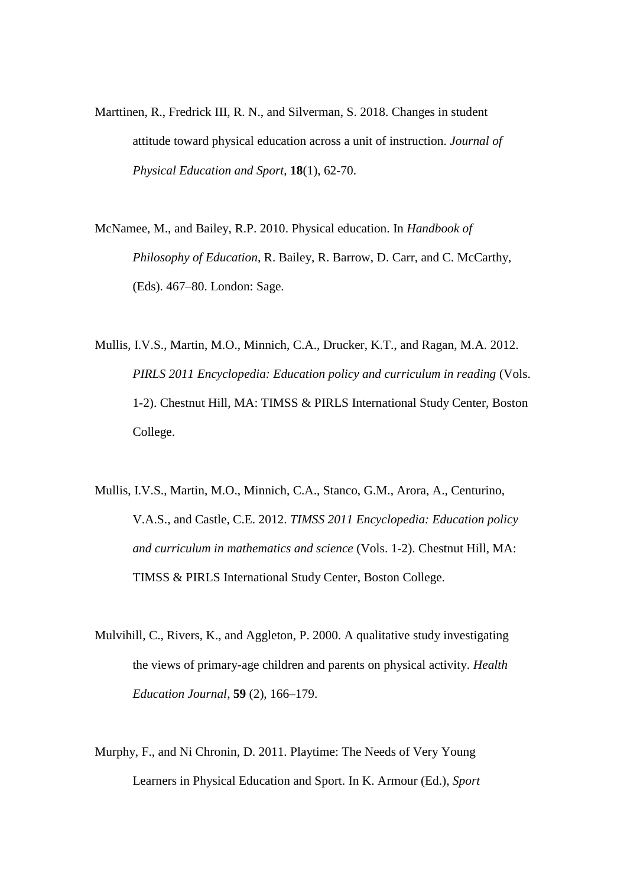Marttinen, R., Fredrick III, R. N., and Silverman, S. 2018. Changes in student attitude toward physical education across a unit of instruction. *Journal of Physical Education and Sport*, **18**(1), 62-70.

McNamee, M., and Bailey, R.P. 2010. Physical education. In *Handbook of Philosophy of Education*, R. Bailey, R. Barrow, D. Carr, and C. McCarthy, (Eds). 467–80. London: Sage.

Mullis, I.V.S., Martin, M.O., Minnich, C.A., Drucker, K.T., and Ragan, M.A. 2012. *PIRLS 2011 Encyclopedia: Education policy and curriculum in reading* (Vols. 1-2). Chestnut Hill, MA: TIMSS & PIRLS International Study Center, Boston College.

Mullis, I.V.S., Martin, M.O., Minnich, C.A., Stanco, G.M., Arora, A., Centurino, V.A.S., and Castle, C.E. 2012. *TIMSS 2011 Encyclopedia: Education policy and curriculum in mathematics and science* (Vols. 1-2). Chestnut Hill, MA: TIMSS & PIRLS International Study Center, Boston College.

Mulvihill, C., Rivers, K., and Aggleton, P. 2000. A qualitative study investigating the views of primary-age children and parents on physical activity. *Health Education Journal*, **59** (2), 166–179.

Murphy, F., and Ni Chronin, D. 2011. Playtime: The Needs of Very Young Learners in Physical Education and Sport. In K. Armour (Ed.), *Sport*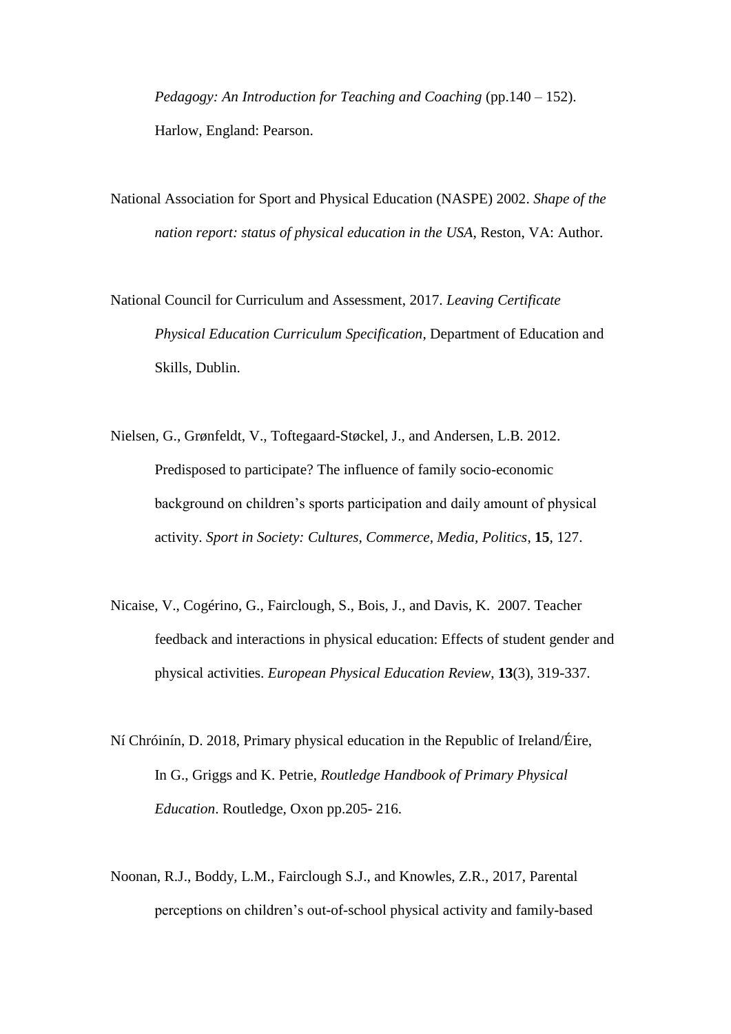*Pedagogy: An Introduction for Teaching and Coaching* (pp.140 – 152). Harlow, England: Pearson.

National Association for Sport and Physical Education (NASPE) 2002. *Shape of the nation report: status of physical education in the USA*, Reston, VA: Author.

National Council for Curriculum and Assessment, 2017. *Leaving Certificate Physical Education Curriculum Specification*, Department of Education and Skills, Dublin.

Nielsen, G., Grønfeldt, V., Toftegaard-Støckel, J., and Andersen, L.B. 2012. Predisposed to participate? The influence of family socio-economic background on children's sports participation and daily amount of physical activity. *Sport in Society: Cultures, Commerce, Media, Politics*, **15**, 127.

Nicaise, V., Cogérino, G., Fairclough, S., Bois, J., and Davis, K. 2007. Teacher feedback and interactions in physical education: Effects of student gender and physical activities. *European Physical Education Review,* **13**(3), 319-337.

Ní Chróinín, D. 2018, Primary physical education in the Republic of Ireland/Éire, In G., Griggs and K. Petrie, *Routledge Handbook of Primary Physical Education*. Routledge, Oxon pp.205- 216.

Noonan, R.J., Boddy, L.M., Fairclough S.J., and Knowles, Z.R., 2017, Parental perceptions on children's out-of-school physical activity and family-based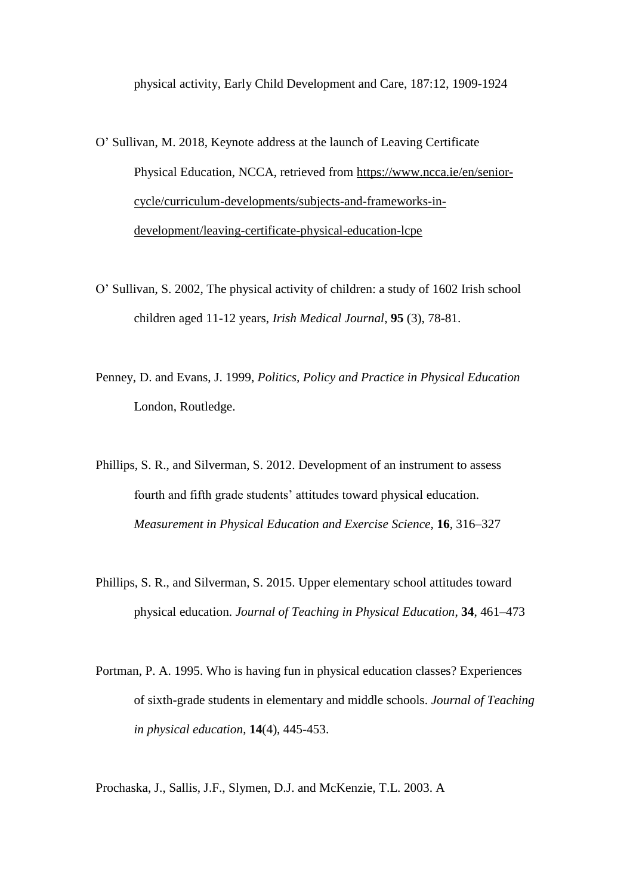physical activity, Early Child Development and Care, 187:12, 1909-1924

O' Sullivan, M. 2018, Keynote address at the launch of Leaving Certificate Physical Education, NCCA, retrieved from https://www.ncca.ie/en/senior-cycle/curriculum-developments/subjects-and-frameworks-in-development/leaving-certificate-physical-education-lcpe

O' Sullivan, S. 2002, The physical activity of children: a study of 1602 Irish school children aged 11-12 years, *Irish Medical Journal*, **95** (3), 78-81.

Penney, D. and Evans, J. 1999, *Politics, Policy and Practice in Physical Education* London, Routledge.

Phillips, S. R., and Silverman, S. 2012. Development of an instrument to assess fourth and fifth grade students' attitudes toward physical education. *Measurement in Physical Education and Exercise Science*, **16**, 316–327

Phillips, S. R., and Silverman, S. 2015. Upper elementary school attitudes toward physical education. *Journal of Teaching in Physical Education*, **34**, 461–473

Portman, P. A. 1995. Who is having fun in physical education classes? Experiences of sixth-grade students in elementary and middle schools. *Journal of Teaching in physical education*, **14**(4), 445-453.

Prochaska, J., Sallis, J.F., Slymen, D.J. and McKenzie, T.L. 2003. A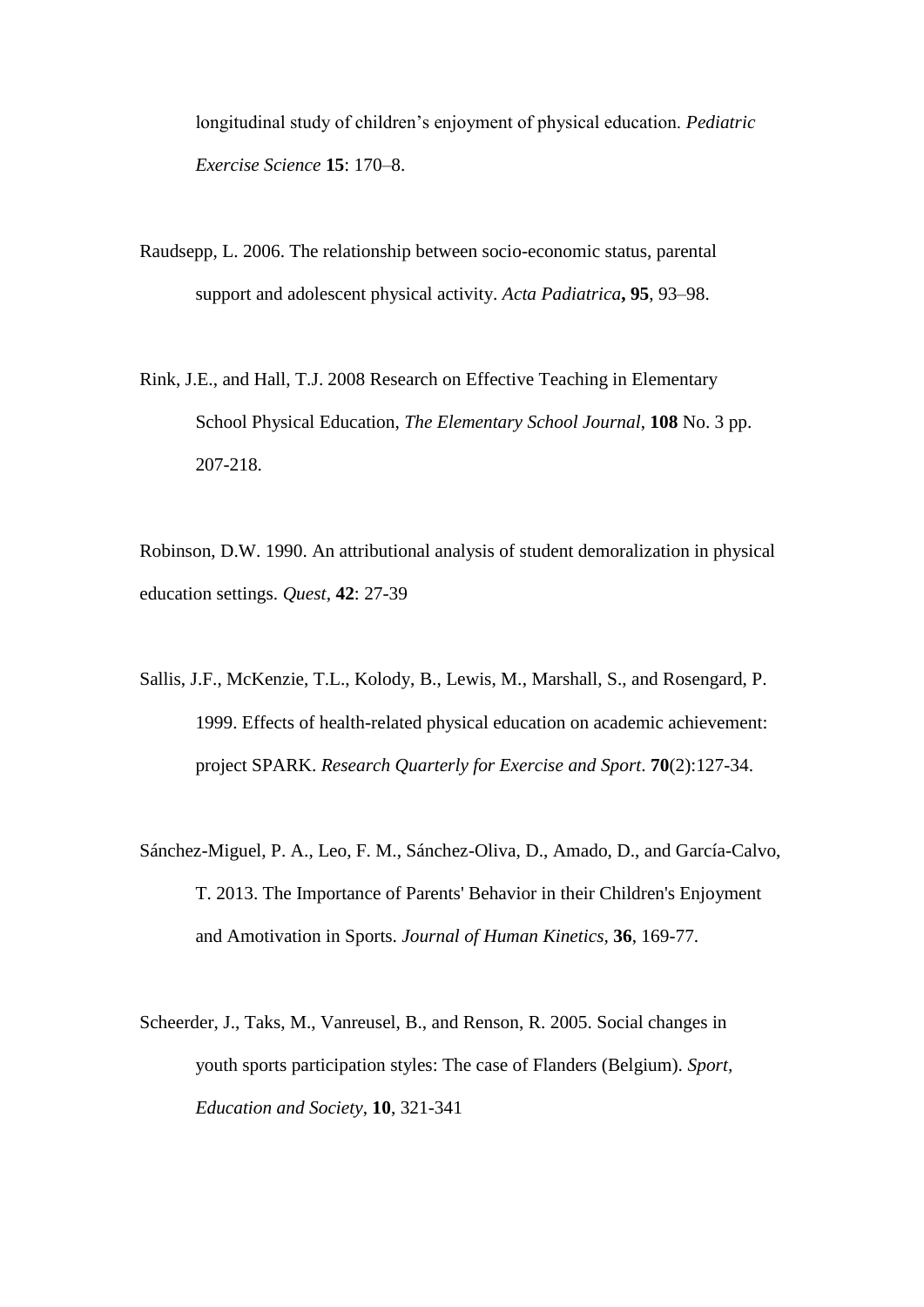longitudinal study of children's enjoyment of physical education. *Pediatric Exercise Science* **15**: 170–8.

Raudsepp, L. 2006. The relationship between socio-economic status, parental support and adolescent physical activity. *Acta Padiatrica***, 95**, 93–98.

Rink, J.E., and Hall, T.J. 2008 Research on Effective Teaching in Elementary School Physical Education, *The Elementary School Journal*, **108** No. 3 pp. 207-218.

Robinson, D.W. 1990. An attributional analysis of student demoralization in physical education settings. *Quest*, **42**: 27-39

Sallis, J.F., McKenzie, T.L., Kolody, B., Lewis, M., Marshall, S., and Rosengard, P. 1999. Effects of health-related physical education on academic achievement: project SPARK. *Research Quarterly for Exercise and Sport*. **70**(2):127-34.

Sánchez-Miguel, P. A., Leo, F. M., Sánchez-Oliva, D., Amado, D., and García-Calvo, T. 2013. The Importance of Parents' Behavior in their Children's Enjoyment and Amotivation in Sports. *Journal of Human Kinetics*, **36**, 169-77.

Scheerder, J., Taks, M., Vanreusel, B., and Renson, R. 2005. Social changes in youth sports participation styles: The case of Flanders (Belgium). *Sport, Education and Society*, **10**, 321-341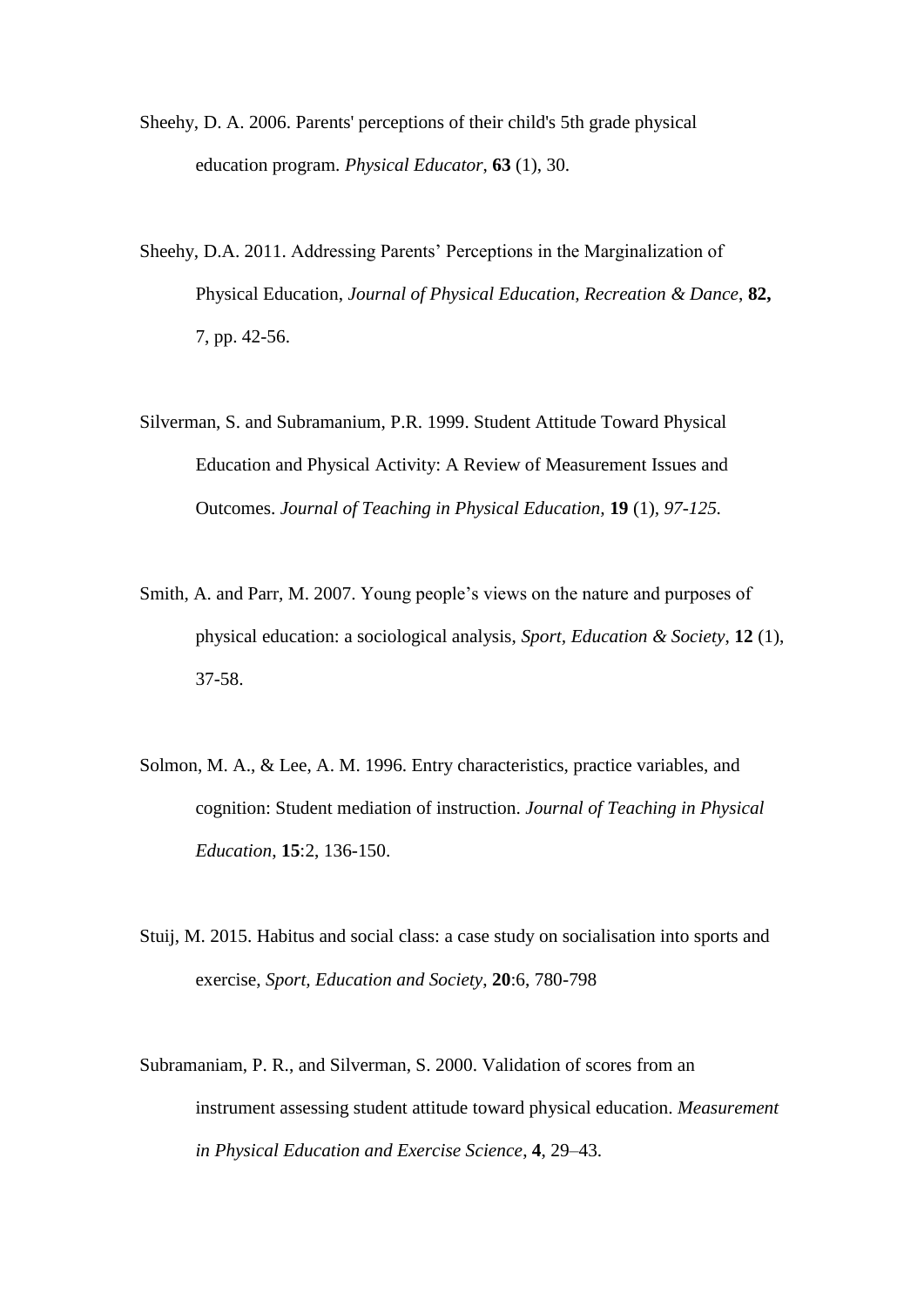Sheehy, D. A. 2006. Parents' perceptions of their child's 5th grade physical education program. *Physical Educator*, **63** (1), 30.

Sheehy, D.A. 2011. Addressing Parents' Perceptions in the Marginalization of Physical Education, *Journal of Physical Education, Recreation & Dance*, **82,** 7, pp. 42-56.

Silverman, S. and Subramanium, P.R. 1999. Student Attitude Toward Physical Education and Physical Activity: A Review of Measurement Issues and Outcomes. *Journal of Teaching in Physical Education,* **19** (1), *97-125.*

Smith, A. and Parr, M. 2007. Young people's views on the nature and purposes of physical education: a sociological analysis, *Sport, Education & Society*, **12** (1), 37-58.

Solmon, M. A., & Lee, A. M. 1996. Entry characteristics, practice variables, and cognition: Student mediation of instruction. *Journal of Teaching in Physical Education*, **15**:2, 136-150.

Stuij, M. 2015. Habitus and social class: a case study on socialisation into sports and exercise, *Sport, Education and Society*, **20**:6, 780-798

Subramaniam, P. R., and Silverman, S. 2000. Validation of scores from an instrument assessing student attitude toward physical education. *Measurement in Physical Education and Exercise Science,* **4**, 29–43.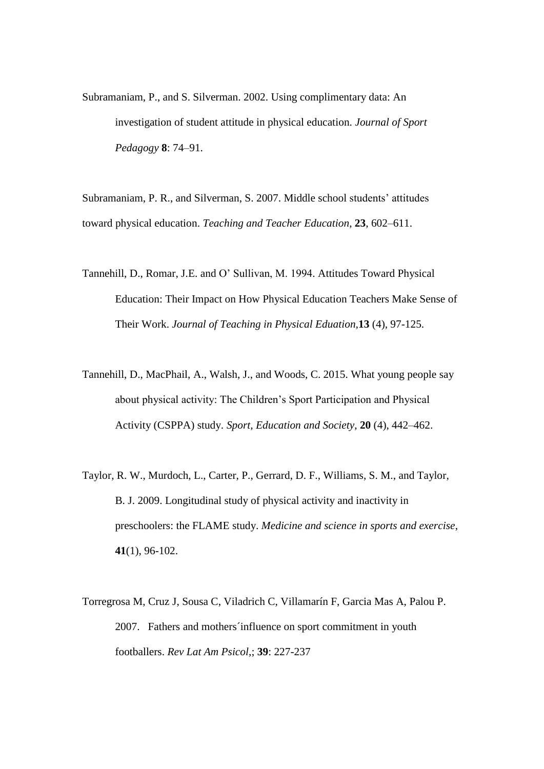Subramaniam, P., and S. Silverman. 2002. Using complimentary data: An investigation of student attitude in physical education. *Journal of Sport Pedagogy* **8**: 74–91.

Subramaniam, P. R., and Silverman, S. 2007. Middle school students' attitudes toward physical education. *Teaching and Teacher Education*, **23**, 602–611.

Tannehill, D., Romar, J.E. and O' Sullivan, M. 1994. Attitudes Toward Physical Education: Their Impact on How Physical Education Teachers Make Sense of Their Work. *Journal of Teaching in Physical Eduation*,**13** (4), 97-125.

Tannehill, D., MacPhail, A., Walsh, J., and Woods, C. 2015. What young people say about physical activity: The Children's Sport Participation and Physical Activity (CSPPA) study. *Sport, Education and Society*, **20** (4), 442–462.

Taylor, R. W., Murdoch, L., Carter, P., Gerrard, D. F., Williams, S. M., and Taylor, B. J. 2009. Longitudinal study of physical activity and inactivity in preschoolers: the FLAME study. *Medicine and science in sports and exercise*, **41**(1), 96-102.

Torregrosa M, Cruz J, Sousa C, Viladrich C, Villamarín F, Garcia Mas A, Palou P. 2007. Fathers and mothers´influence on sport commitment in youth footballers. *Rev Lat Am Psicol*,; **39**: 227-237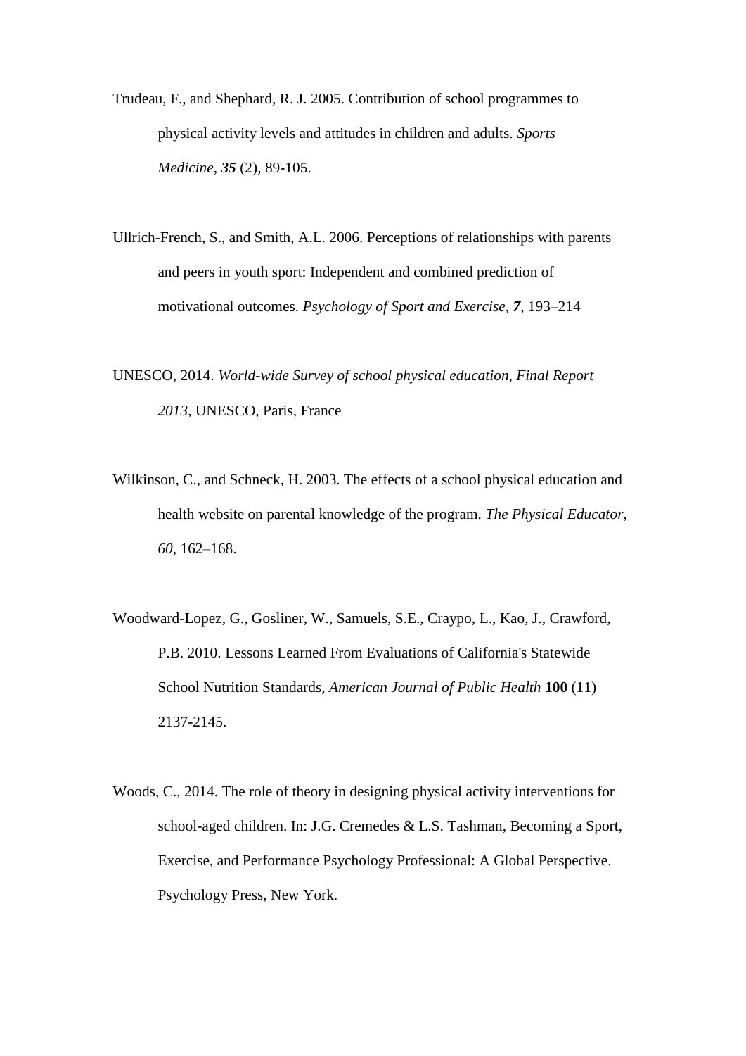Trudeau, F., and Shephard, R. J. 2005. Contribution of school programmes to physical activity levels and attitudes in children and adults. *Sports Medicine*, ***35*** (2), 89-105.

Ullrich-French, S., and Smith, A.L. 2006. Perceptions of relationships with parents and peers in youth sport: Independent and combined prediction of motivational outcomes. *Psychology of Sport and Exercise, **7***, 193–214

UNESCO, 2014. *World-wide Survey of school physical education, Final Report 2013*, UNESCO, Paris, France

Wilkinson, C., and Schneck, H. 2003. The effects of a school physical education and health website on parental knowledge of the program. *The Physical Educator, 60*, 162–168.

Woodward-Lopez, G., Gosliner, W., Samuels, S.E., Craypo, L., Kao, J., Crawford, P.B. 2010. Lessons Learned From Evaluations of California's Statewide School Nutrition Standards, *American Journal of Public Health* **100** (11) 2137-2145.

Woods, C., 2014. The role of theory in designing physical activity interventions for school-aged children. In: J.G. Cremedes & L.S. Tashman, Becoming a Sport, Exercise, and Performance Psychology Professional: A Global Perspective. Psychology Press, New York.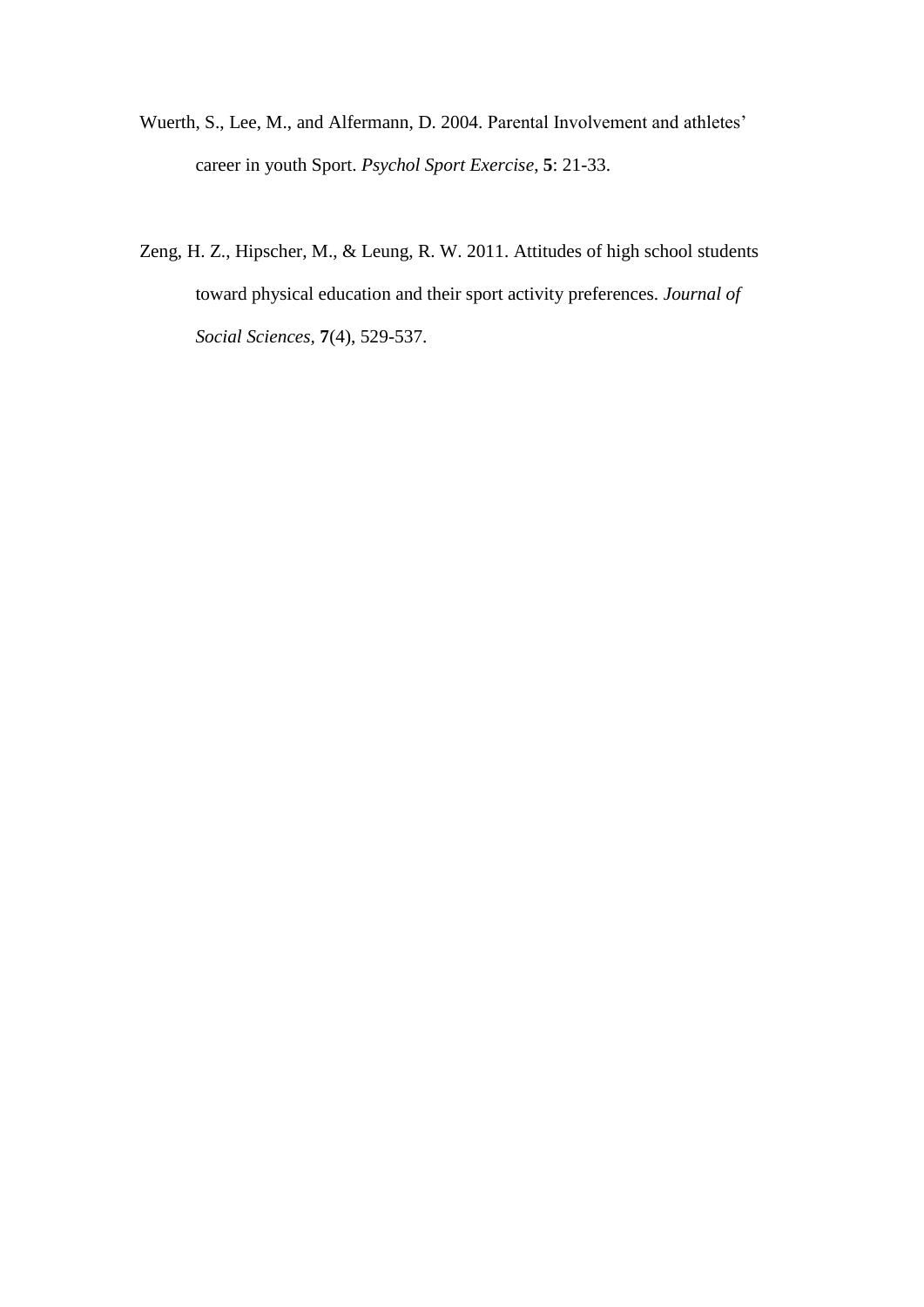Wuerth, S., Lee, M., and Alfermann, D. 2004. Parental Involvement and athletes' career in youth Sport. *Psychol Sport Exercise*, **5**: 21-33.

Zeng, H. Z., Hipscher, M., & Leung, R. W. 2011. Attitudes of high school students toward physical education and their sport activity preferences. *Journal of Social Sciences*, **7**(4), 529-537.